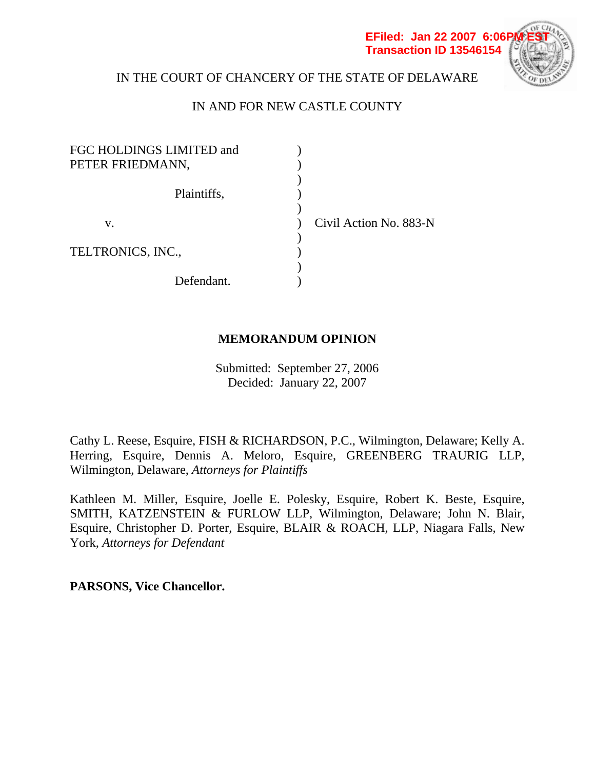EFiled: Jan 22 2007 6:06PM EST
Transaction ID 13546154

IN THE COURT OF CHANCERY OF THE STATE OF DELAWARE

IN AND FOR NEW CASTLE COUNTY

FGC HOLDINGS LIMITED and PETER FRIEDMANN,

Plaintiffs,

v.

TELTRONICS, INC.,

Defendant.

Civil Action No. 883-N

## MEMORANDUM OPINION

Submitted: September 27, 2006
Decided: January 22, 2007

Cathy L. Reese, Esquire, FISH & RICHARDSON, P.C., Wilmington, Delaware; Kelly A. Herring, Esquire, Dennis A. Meloro, Esquire, GREENBERG TRAURIG LLP, Wilmington, Delaware, *Attorneys for Plaintiffs*

Kathleen M. Miller, Esquire, Joelle E. Polesky, Esquire, Robert K. Beste, Esquire, SMITH, KATZENSTEIN & FURLOW LLP, Wilmington, Delaware; John N. Blair, Esquire, Christopher D. Porter, Esquire, BLAIR & ROACH, LLP, Niagara Falls, New York, *Attorneys for Defendant*

**PARSONS, Vice Chancellor.**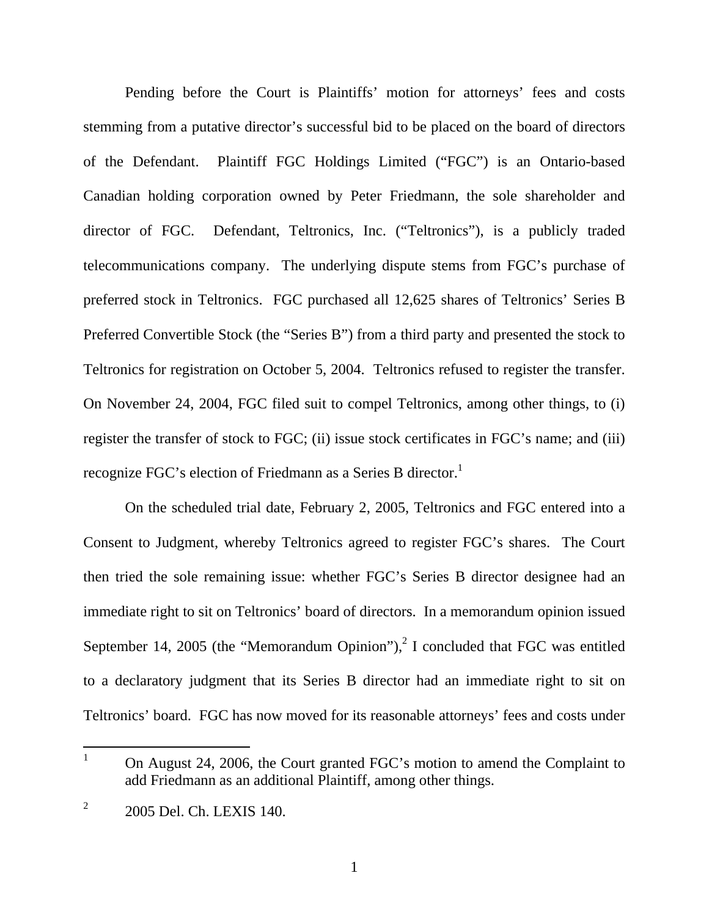Pending before the Court is Plaintiffs' motion for attorneys' fees and costs stemming from a putative director's successful bid to be placed on the board of directors of the Defendant. Plaintiff FGC Holdings Limited ("FGC") is an Ontario-based Canadian holding corporation owned by Peter Friedmann, the sole shareholder and director of FGC. Defendant, Teltronics, Inc. ("Teltronics"), is a publicly traded telecommunications company. The underlying dispute stems from FGC's purchase of preferred stock in Teltronics. FGC purchased all 12,625 shares of Teltronics' Series B Preferred Convertible Stock (the "Series B") from a third party and presented the stock to Teltronics for registration on October 5, 2004. Teltronics refused to register the transfer. On November 24, 2004, FGC filed suit to compel Teltronics, among other things, to (i) register the transfer of stock to FGC; (ii) issue stock certificates in FGC's name; and (iii) recognize FGC's election of Friedmann as a Series B director.[1]

On the scheduled trial date, February 2, 2005, Teltronics and FGC entered into a Consent to Judgment, whereby Teltronics agreed to register FGC's shares. The Court then tried the sole remaining issue: whether FGC's Series B director designee had an immediate right to sit on Teltronics' board of directors. In a memorandum opinion issued September 14, 2005 (the "Memorandum Opinion"),[2] I concluded that FGC was entitled to a declaratory judgment that its Series B director had an immediate right to sit on Teltronics' board. FGC has now moved for its reasonable attorneys' fees and costs under

---

[1] On August 24, 2006, the Court granted FGC's motion to amend the Complaint to add Friedmann as an additional Plaintiff, among other things.

[2] 2005 Del. Ch. LEXIS 140.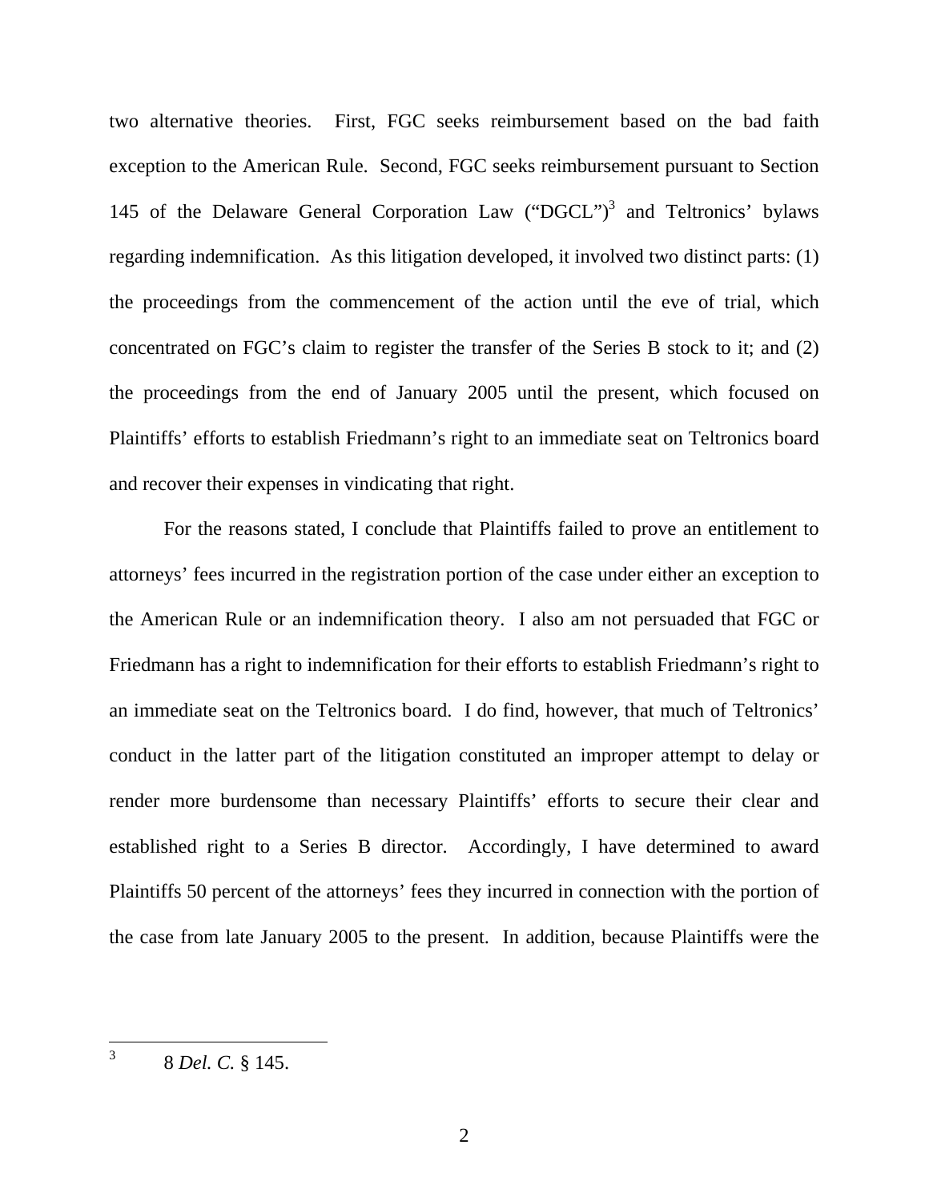two alternative theories. First, FGC seeks reimbursement based on the bad faith exception to the American Rule. Second, FGC seeks reimbursement pursuant to Section 145 of the Delaware General Corporation Law ("DGCL")[3] and Teltronics' bylaws regarding indemnification. As this litigation developed, it involved two distinct parts: (1) the proceedings from the commencement of the action until the eve of trial, which concentrated on FGC's claim to register the transfer of the Series B stock to it; and (2) the proceedings from the end of January 2005 until the present, which focused on Plaintiffs' efforts to establish Friedmann's right to an immediate seat on Teltronics board and recover their expenses in vindicating that right.

For the reasons stated, I conclude that Plaintiffs failed to prove an entitlement to attorneys' fees incurred in the registration portion of the case under either an exception to the American Rule or an indemnification theory. I also am not persuaded that FGC or Friedmann has a right to indemnification for their efforts to establish Friedmann's right to an immediate seat on the Teltronics board. I do find, however, that much of Teltronics' conduct in the latter part of the litigation constituted an improper attempt to delay or render more burdensome than necessary Plaintiffs' efforts to secure their clear and established right to a Series B director. Accordingly, I have determined to award Plaintiffs 50 percent of the attorneys' fees they incurred in connection with the portion of the case from late January 2005 to the present. In addition, because Plaintiffs were the

---

[3] 8 *Del. C.* § 145.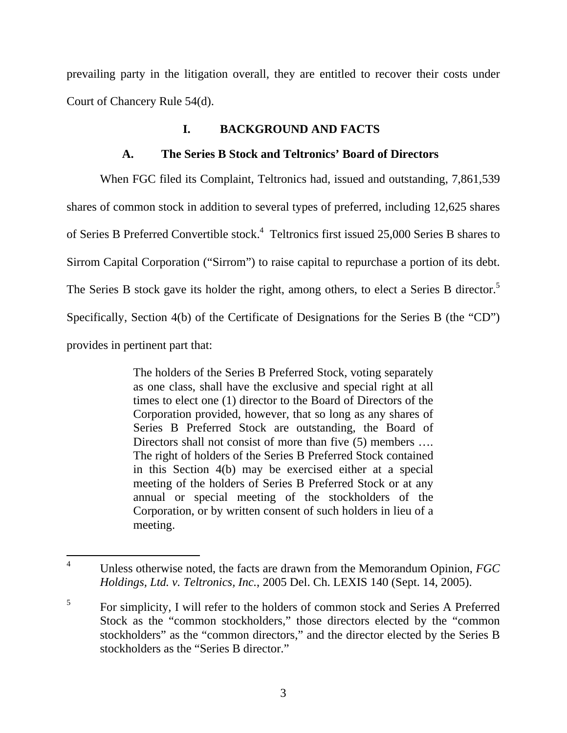prevailing party in the litigation overall, they are entitled to recover their costs under Court of Chancery Rule 54(d).

## I. BACKGROUND AND FACTS

### A. The Series B Stock and Teltronics' Board of Directors

When FGC filed its Complaint, Teltronics had, issued and outstanding, 7,861,539 shares of common stock in addition to several types of preferred, including 12,625 shares of Series B Preferred Convertible stock.[4] Teltronics first issued 25,000 Series B shares to Sirrom Capital Corporation ("Sirrom") to raise capital to repurchase a portion of its debt. The Series B stock gave its holder the right, among others, to elect a Series B director.[5] Specifically, Section 4(b) of the Certificate of Designations for the Series B (the "CD") provides in pertinent part that:

> The holders of the Series B Preferred Stock, voting separately as one class, shall have the exclusive and special right at all times to elect one (1) director to the Board of Directors of the Corporation provided, however, that so long as any shares of Series B Preferred Stock are outstanding, the Board of Directors shall not consist of more than five (5) members …. The right of holders of the Series B Preferred Stock contained in this Section 4(b) may be exercised either at a special meeting of the holders of Series B Preferred Stock or at any annual or special meeting of the stockholders of the Corporation, or by written consent of such holders in lieu of a meeting.

---

[4] Unless otherwise noted, the facts are drawn from the Memorandum Opinion, *FGC Holdings, Ltd. v. Teltronics, Inc.*, 2005 Del. Ch. LEXIS 140 (Sept. 14, 2005).

[5] For simplicity, I will refer to the holders of common stock and Series A Preferred Stock as the "common stockholders," those directors elected by the "common stockholders" as the "common directors," and the director elected by the Series B stockholders as the "Series B director."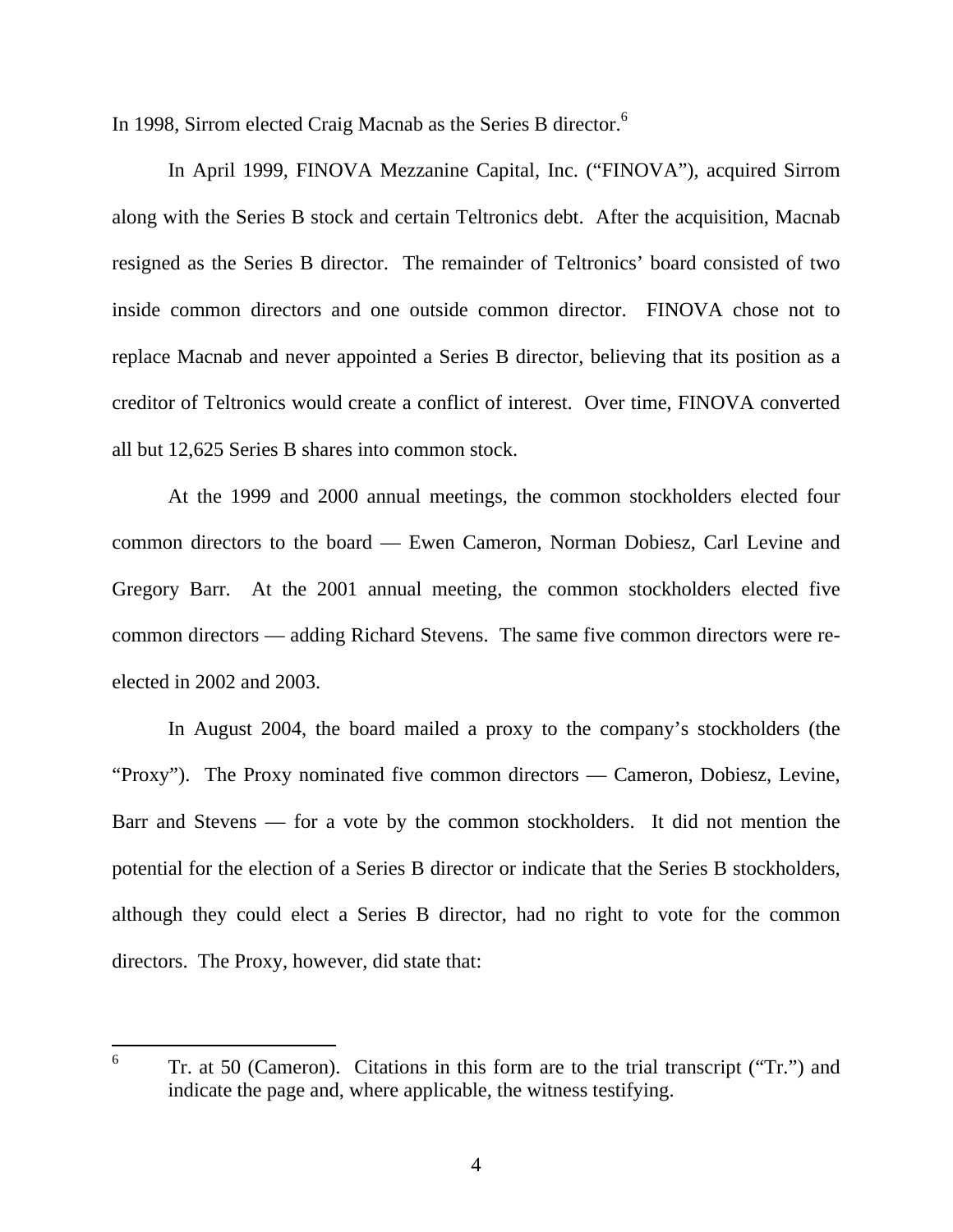In 1998, Sirrom elected Craig Macnab as the Series B director.[6]

In April 1999, FINOVA Mezzanine Capital, Inc. ("FINOVA"), acquired Sirrom along with the Series B stock and certain Teltronics debt. After the acquisition, Macnab resigned as the Series B director. The remainder of Teltronics' board consisted of two inside common directors and one outside common director. FINOVA chose not to replace Macnab and never appointed a Series B director, believing that its position as a creditor of Teltronics would create a conflict of interest. Over time, FINOVA converted all but 12,625 Series B shares into common stock.

At the 1999 and 2000 annual meetings, the common stockholders elected four common directors to the board — Ewen Cameron, Norman Dobiesz, Carl Levine and Gregory Barr. At the 2001 annual meeting, the common stockholders elected five common directors — adding Richard Stevens. The same five common directors were re-elected in 2002 and 2003.

In August 2004, the board mailed a proxy to the company's stockholders (the "Proxy"). The Proxy nominated five common directors — Cameron, Dobiesz, Levine, Barr and Stevens — for a vote by the common stockholders. It did not mention the potential for the election of a Series B director or indicate that the Series B stockholders, although they could elect a Series B director, had no right to vote for the common directors. The Proxy, however, did state that:

---

[6] Tr. at 50 (Cameron). Citations in this form are to the trial transcript ("Tr.") and indicate the page and, where applicable, the witness testifying.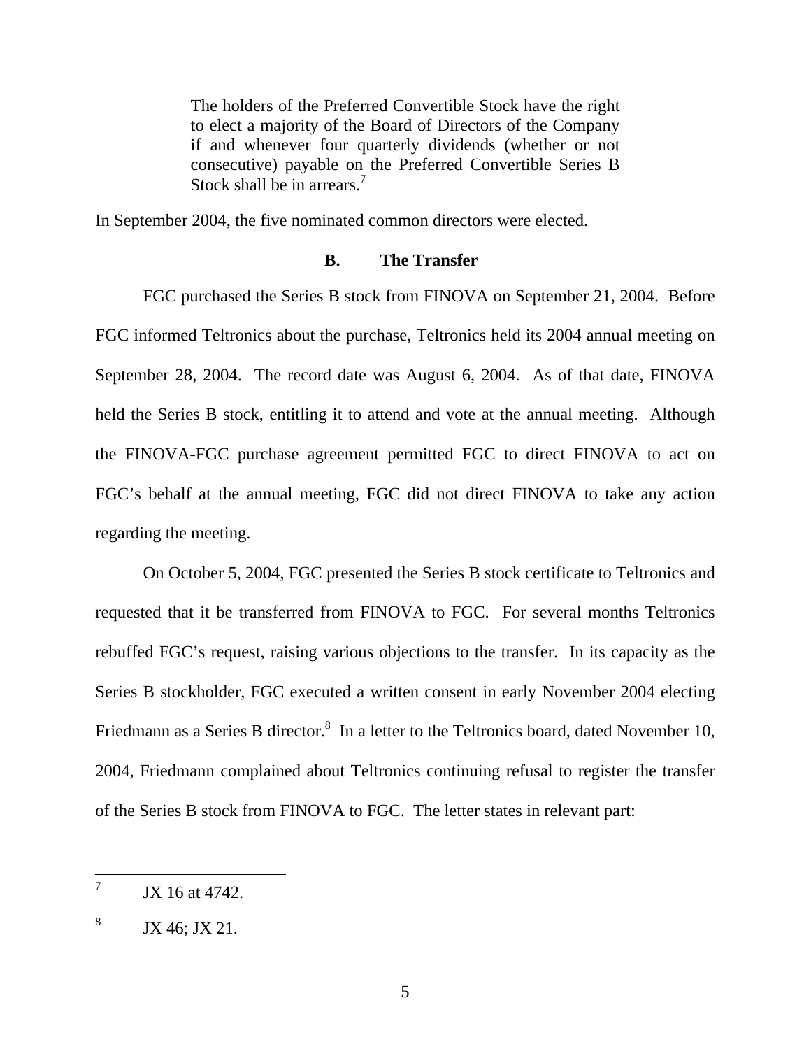> The holders of the Preferred Convertible Stock have the right to elect a majority of the Board of Directors of the Company if and whenever four quarterly dividends (whether or not consecutive) payable on the Preferred Convertible Series B Stock shall be in arrears.[7]

In September 2004, the five nominated common directors were elected.

### B. The Transfer

FGC purchased the Series B stock from FINOVA on September 21, 2004. Before FGC informed Teltronics about the purchase, Teltronics held its 2004 annual meeting on September 28, 2004. The record date was August 6, 2004. As of that date, FINOVA held the Series B stock, entitling it to attend and vote at the annual meeting. Although the FINOVA-FGC purchase agreement permitted FGC to direct FINOVA to act on FGC's behalf at the annual meeting, FGC did not direct FINOVA to take any action regarding the meeting.

On October 5, 2004, FGC presented the Series B stock certificate to Teltronics and requested that it be transferred from FINOVA to FGC. For several months Teltronics rebuffed FGC's request, raising various objections to the transfer. In its capacity as the Series B stockholder, FGC executed a written consent in early November 2004 electing Friedmann as a Series B director.[8] In a letter to the Teltronics board, dated November 10, 2004, Friedmann complained about Teltronics continuing refusal to register the transfer of the Series B stock from FINOVA to FGC. The letter states in relevant part:

---

[7] JX 16 at 4742.

[8] JX 46; JX 21.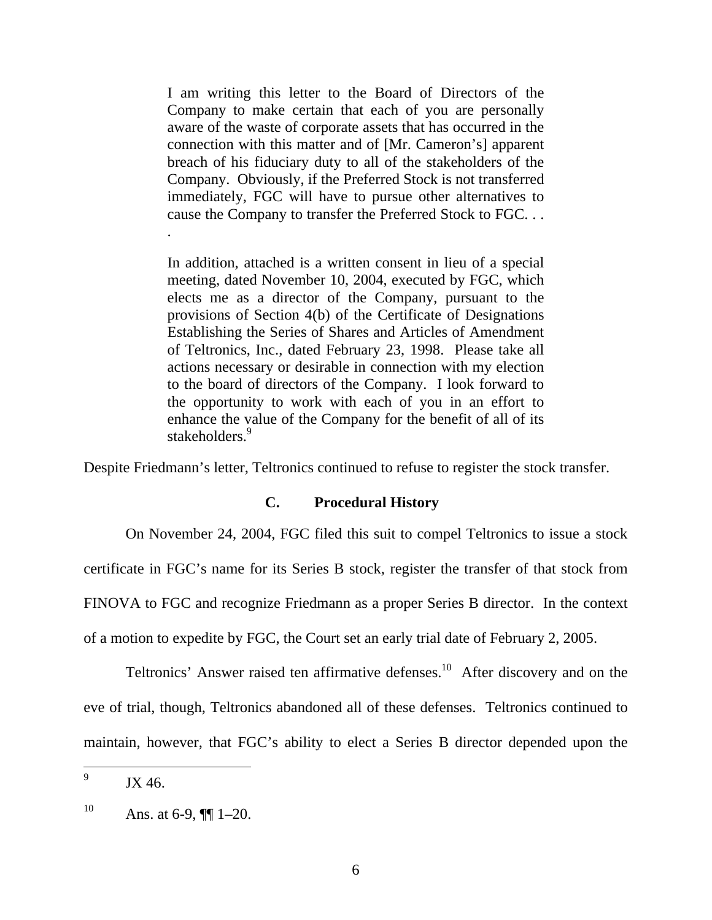> I am writing this letter to the Board of Directors of the Company to make certain that each of you are personally aware of the waste of corporate assets that has occurred in the connection with this matter and of [Mr. Cameron's] apparent breach of his fiduciary duty to all of the stakeholders of the Company. Obviously, if the Preferred Stock is not transferred immediately, FGC will have to pursue other alternatives to cause the Company to transfer the Preferred Stock to FGC. . . .
>
> In addition, attached is a written consent in lieu of a special meeting, dated November 10, 2004, executed by FGC, which elects me as a director of the Company, pursuant to the provisions of Section 4(b) of the Certificate of Designations Establishing the Series of Shares and Articles of Amendment of Teltronics, Inc., dated February 23, 1998. Please take all actions necessary or desirable in connection with my election to the board of directors of the Company. I look forward to the opportunity to work with each of you in an effort to enhance the value of the Company for the benefit of all of its stakeholders.[9]

Despite Friedmann's letter, Teltronics continued to refuse to register the stock transfer.

### C. Procedural History

On November 24, 2004, FGC filed this suit to compel Teltronics to issue a stock certificate in FGC's name for its Series B stock, register the transfer of that stock from FINOVA to FGC and recognize Friedmann as a proper Series B director. In the context of a motion to expedite by FGC, the Court set an early trial date of February 2, 2005.

Teltronics' Answer raised ten affirmative defenses.[10] After discovery and on the eve of trial, though, Teltronics abandoned all of these defenses. Teltronics continued to maintain, however, that FGC's ability to elect a Series B director depended upon the

---

[9] JX 46.

[10] Ans. at 6-9, ¶¶ 1–20.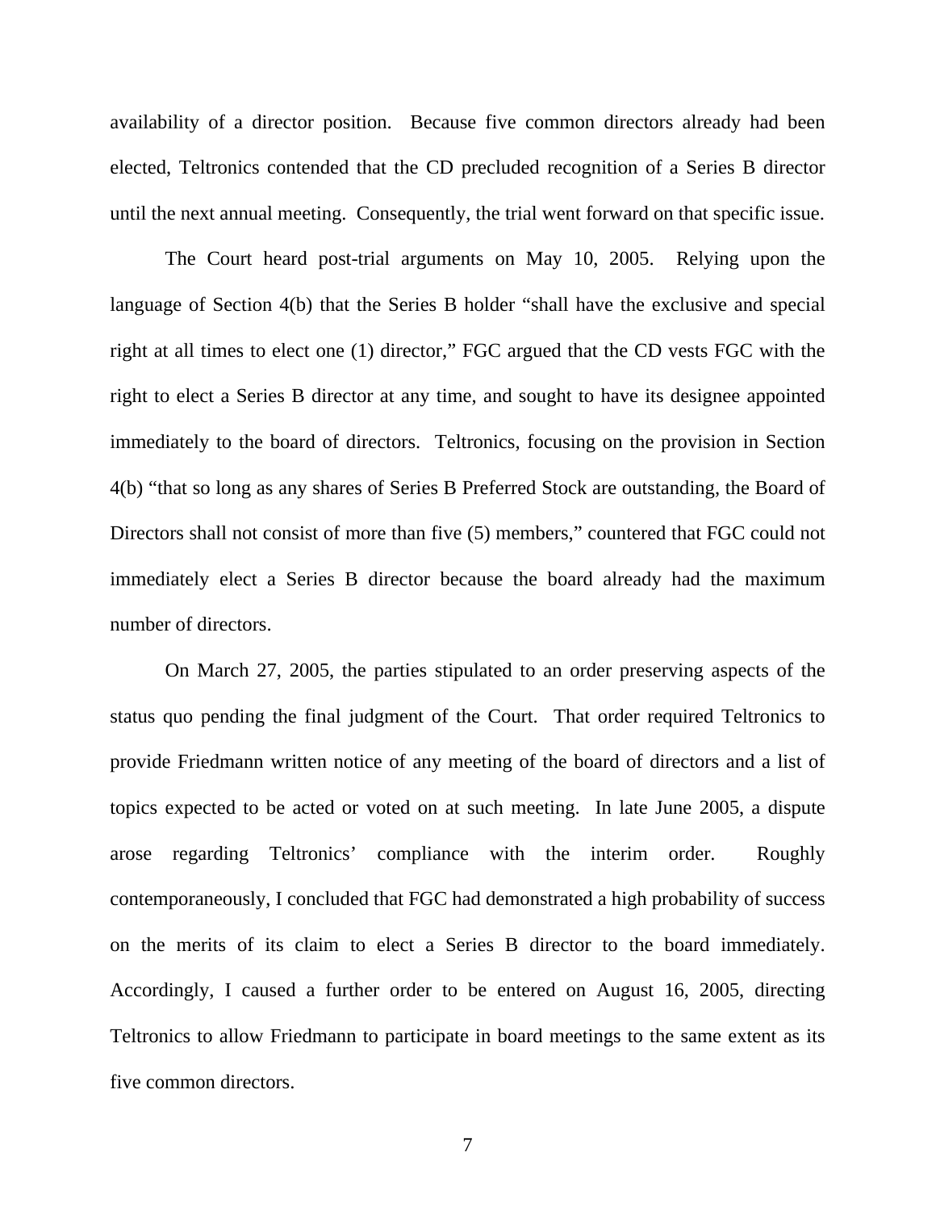availability of a director position. Because five common directors already had been elected, Teltronics contended that the CD precluded recognition of a Series B director until the next annual meeting. Consequently, the trial went forward on that specific issue.

The Court heard post-trial arguments on May 10, 2005. Relying upon the language of Section 4(b) that the Series B holder "shall have the exclusive and special right at all times to elect one (1) director," FGC argued that the CD vests FGC with the right to elect a Series B director at any time, and sought to have its designee appointed immediately to the board of directors. Teltronics, focusing on the provision in Section 4(b) "that so long as any shares of Series B Preferred Stock are outstanding, the Board of Directors shall not consist of more than five (5) members," countered that FGC could not immediately elect a Series B director because the board already had the maximum number of directors.

On March 27, 2005, the parties stipulated to an order preserving aspects of the status quo pending the final judgment of the Court. That order required Teltronics to provide Friedmann written notice of any meeting of the board of directors and a list of topics expected to be acted or voted on at such meeting. In late June 2005, a dispute arose regarding Teltronics' compliance with the interim order. Roughly contemporaneously, I concluded that FGC had demonstrated a high probability of success on the merits of its claim to elect a Series B director to the board immediately. Accordingly, I caused a further order to be entered on August 16, 2005, directing Teltronics to allow Friedmann to participate in board meetings to the same extent as its five common directors.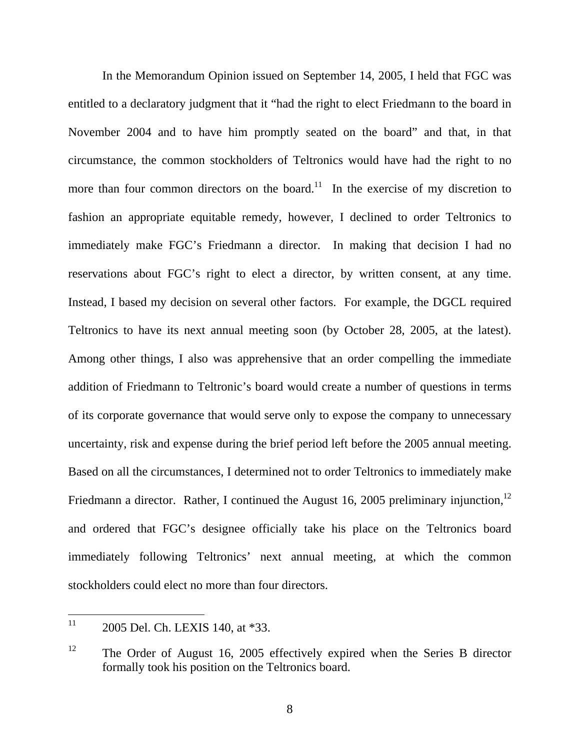In the Memorandum Opinion issued on September 14, 2005, I held that FGC was entitled to a declaratory judgment that it "had the right to elect Friedmann to the board in November 2004 and to have him promptly seated on the board" and that, in that circumstance, the common stockholders of Teltronics would have had the right to no more than four common directors on the board.[11] In the exercise of my discretion to fashion an appropriate equitable remedy, however, I declined to order Teltronics to immediately make FGC's Friedmann a director. In making that decision I had no reservations about FGC's right to elect a director, by written consent, at any time. Instead, I based my decision on several other factors. For example, the DGCL required Teltronics to have its next annual meeting soon (by October 28, 2005, at the latest). Among other things, I also was apprehensive that an order compelling the immediate addition of Friedmann to Teltronic's board would create a number of questions in terms of its corporate governance that would serve only to expose the company to unnecessary uncertainty, risk and expense during the brief period left before the 2005 annual meeting. Based on all the circumstances, I determined not to order Teltronics to immediately make Friedmann a director. Rather, I continued the August 16, 2005 preliminary injunction,[12] and ordered that FGC's designee officially take his place on the Teltronics board immediately following Teltronics' next annual meeting, at which the common stockholders could elect no more than four directors.

---

[11] 2005 Del. Ch. LEXIS 140, at *33.

[12] The Order of August 16, 2005 effectively expired when the Series B director formally took his position on the Teltronics board.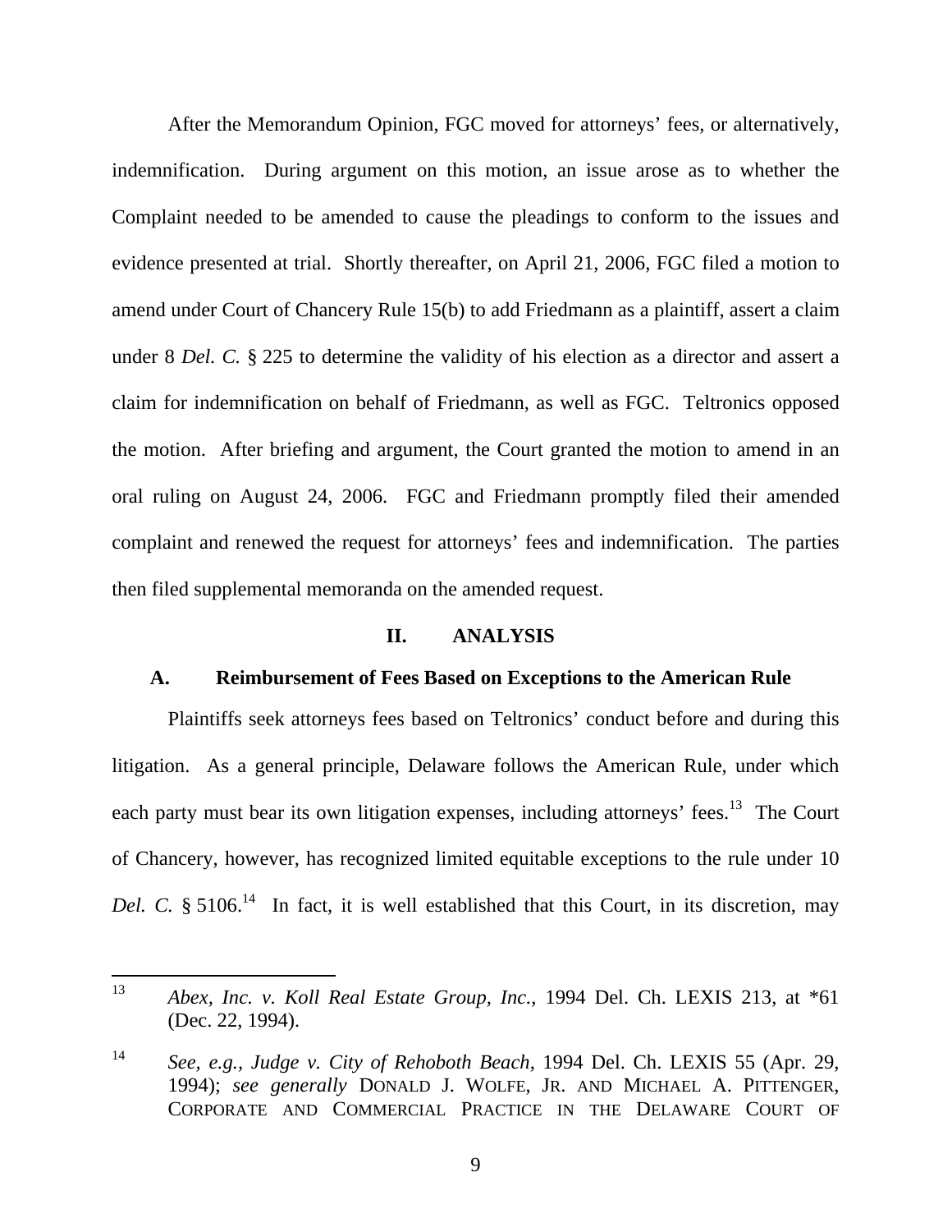After the Memorandum Opinion, FGC moved for attorneys' fees, or alternatively, indemnification. During argument on this motion, an issue arose as to whether the Complaint needed to be amended to cause the pleadings to conform to the issues and evidence presented at trial. Shortly thereafter, on April 21, 2006, FGC filed a motion to amend under Court of Chancery Rule 15(b) to add Friedmann as a plaintiff, assert a claim under 8 *Del. C.* § 225 to determine the validity of his election as a director and assert a claim for indemnification on behalf of Friedmann, as well as FGC. Teltronics opposed the motion. After briefing and argument, the Court granted the motion to amend in an oral ruling on August 24, 2006. FGC and Friedmann promptly filed their amended complaint and renewed the request for attorneys' fees and indemnification. The parties then filed supplemental memoranda on the amended request.

## II. ANALYSIS

### A. Reimbursement of Fees Based on Exceptions to the American Rule

Plaintiffs seek attorneys fees based on Teltronics' conduct before and during this litigation. As a general principle, Delaware follows the American Rule, under which each party must bear its own litigation expenses, including attorneys' fees.[13] The Court of Chancery, however, has recognized limited equitable exceptions to the rule under 10 *Del. C.* § 5106.[14] In fact, it is well established that this Court, in its discretion, may

---

[13] *Abex, Inc. v. Koll Real Estate Group, Inc.*, 1994 Del. Ch. LEXIS 213, at *61 (Dec. 22, 1994).

[14] *See, e.g., Judge v. City of Rehoboth Beach*, 1994 Del. Ch. LEXIS 55 (Apr. 29, 1994); *see generally* DONALD J. WOLFE, JR. AND MICHAEL A. PITTENGER, CORPORATE AND COMMERCIAL PRACTICE IN THE DELAWARE COURT OF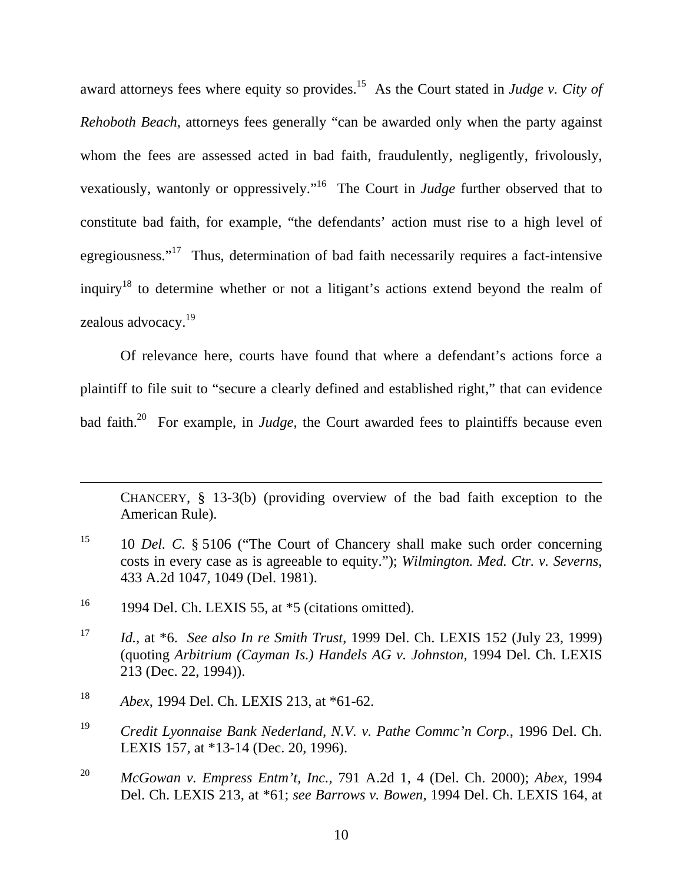award attorneys fees where equity so provides.[15] As the Court stated in *Judge v. City of Rehoboth Beach*, attorneys fees generally "can be awarded only when the party against whom the fees are assessed acted in bad faith, fraudulently, negligently, frivolously, vexatiously, wantonly or oppressively."[16] The Court in *Judge* further observed that to constitute bad faith, for example, "the defendants' action must rise to a high level of egregiousness."[17] Thus, determination of bad faith necessarily requires a fact-intensive inquiry[18] to determine whether or not a litigant's actions extend beyond the realm of zealous advocacy.[19]

Of relevance here, courts have found that where a defendant's actions force a plaintiff to file suit to "secure a clearly defined and established right," that can evidence bad faith.[20] For example, in *Judge*, the Court awarded fees to plaintiffs because even

---

CHANCERY, § 13-3(b) (providing overview of the bad faith exception to the American Rule).

[15] 10 *Del. C*. § 5106 ("The Court of Chancery shall make such order concerning costs in every case as is agreeable to equity."); *Wilmington. Med. Ctr. v. Severns*, 433 A.2d 1047, 1049 (Del. 1981).

[16] 1994 Del. Ch. LEXIS 55, at *5 (citations omitted).

[17] *Id.*, at *6. *See also In re Smith Trust*, 1999 Del. Ch. LEXIS 152 (July 23, 1999) (quoting *Arbitrium (Cayman Is.) Handels AG v. Johnston*, 1994 Del. Ch. LEXIS 213 (Dec. 22, 1994)).

[18] *Abex*, 1994 Del. Ch. LEXIS 213, at *61-62.

[19] *Credit Lyonnaise Bank Nederland, N.V. v. Pathe Commc'n Corp.*, 1996 Del. Ch. LEXIS 157, at *13-14 (Dec. 20, 1996).

[20] *McGowan v. Empress Entm't, Inc.*, 791 A.2d 1, 4 (Del. Ch. 2000); *Abex,* 1994 Del. Ch. LEXIS 213, at *61; *see Barrows v. Bowen*, 1994 Del. Ch. LEXIS 164, at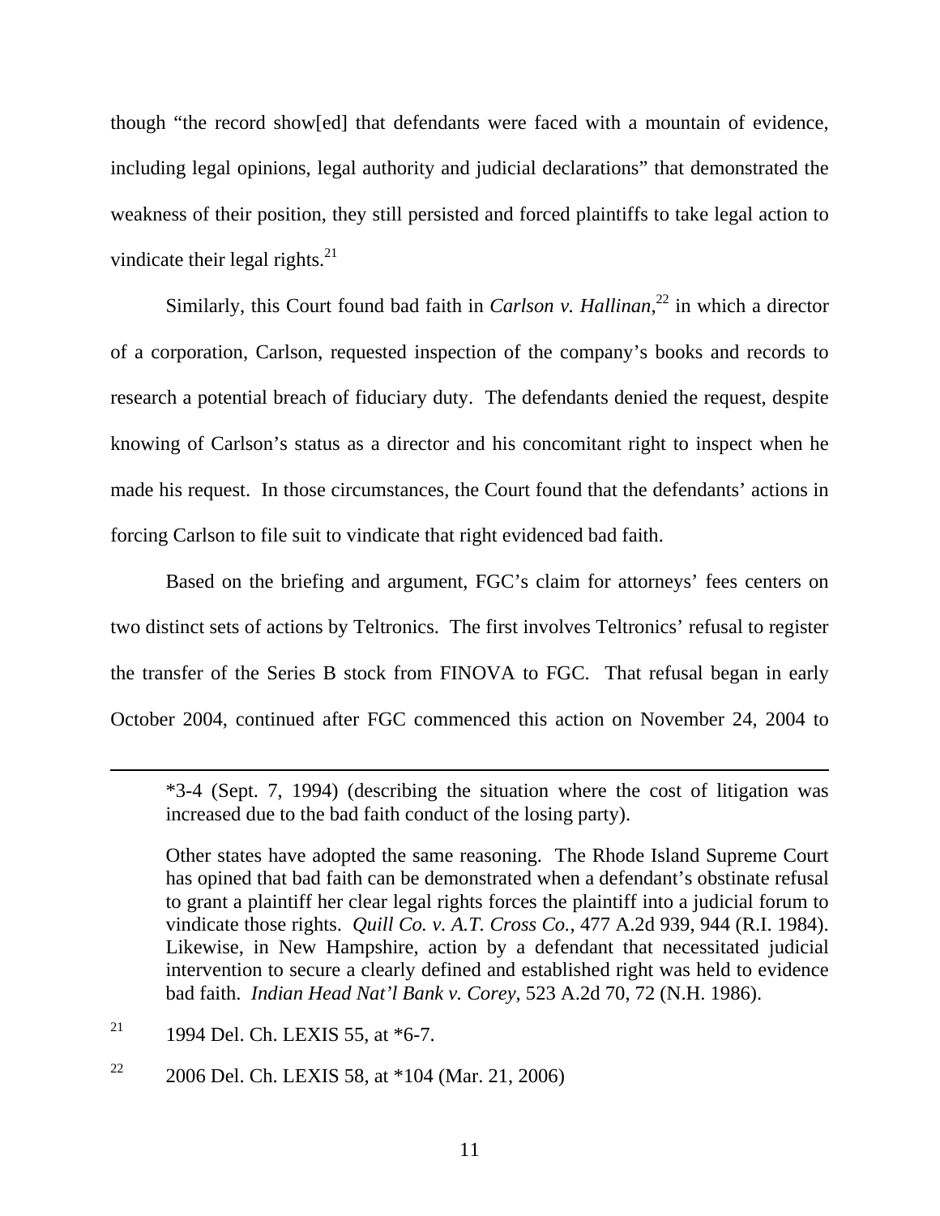though "the record show[ed] that defendants were faced with a mountain of evidence, including legal opinions, legal authority and judicial declarations" that demonstrated the weakness of their position, they still persisted and forced plaintiffs to take legal action to vindicate their legal rights.[21]

Similarly, this Court found bad faith in *Carlson v. Hallinan*,[22] in which a director of a corporation, Carlson, requested inspection of the company's books and records to research a potential breach of fiduciary duty. The defendants denied the request, despite knowing of Carlson's status as a director and his concomitant right to inspect when he made his request. In those circumstances, the Court found that the defendants' actions in forcing Carlson to file suit to vindicate that right evidenced bad faith.

Based on the briefing and argument, FGC's claim for attorneys' fees centers on two distinct sets of actions by Teltronics. The first involves Teltronics' refusal to register the transfer of the Series B stock from FINOVA to FGC. That refusal began in early October 2004, continued after FGC commenced this action on November 24, 2004 to

---

*3-4 (Sept. 7, 1994) (describing the situation where the cost of litigation was increased due to the bad faith conduct of the losing party).

Other states have adopted the same reasoning. The Rhode Island Supreme Court has opined that bad faith can be demonstrated when a defendant's obstinate refusal to grant a plaintiff her clear legal rights forces the plaintiff into a judicial forum to vindicate those rights. *Quill Co. v. A.T. Cross Co.*, 477 A.2d 939, 944 (R.I. 1984). Likewise, in New Hampshire, action by a defendant that necessitated judicial intervention to secure a clearly defined and established right was held to evidence bad faith. *Indian Head Nat'l Bank v. Corey*, 523 A.2d 70, 72 (N.H. 1986).

[21] 1994 Del. Ch. LEXIS 55, at *6-7.

[22] 2006 Del. Ch. LEXIS 58, at *104 (Mar. 21, 2006)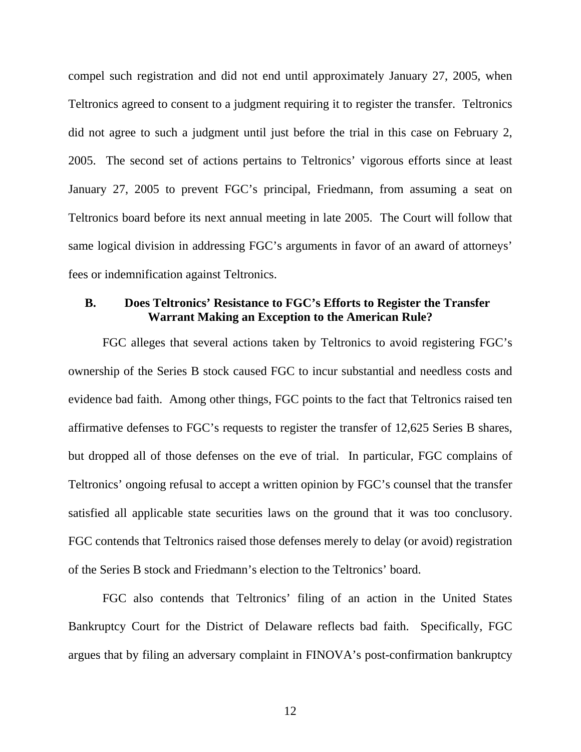compel such registration and did not end until approximately January 27, 2005, when Teltronics agreed to consent to a judgment requiring it to register the transfer. Teltronics did not agree to such a judgment until just before the trial in this case on February 2, 2005. The second set of actions pertains to Teltronics' vigorous efforts since at least January 27, 2005 to prevent FGC's principal, Friedmann, from assuming a seat on Teltronics board before its next annual meeting in late 2005. The Court will follow that same logical division in addressing FGC's arguments in favor of an award of attorneys' fees or indemnification against Teltronics.

### B. Does Teltronics' Resistance to FGC's Efforts to Register the Transfer Warrant Making an Exception to the American Rule?

FGC alleges that several actions taken by Teltronics to avoid registering FGC's ownership of the Series B stock caused FGC to incur substantial and needless costs and evidence bad faith. Among other things, FGC points to the fact that Teltronics raised ten affirmative defenses to FGC's requests to register the transfer of 12,625 Series B shares, but dropped all of those defenses on the eve of trial. In particular, FGC complains of Teltronics' ongoing refusal to accept a written opinion by FGC's counsel that the transfer satisfied all applicable state securities laws on the ground that it was too conclusory. FGC contends that Teltronics raised those defenses merely to delay (or avoid) registration of the Series B stock and Friedmann's election to the Teltronics' board.

FGC also contends that Teltronics' filing of an action in the United States Bankruptcy Court for the District of Delaware reflects bad faith. Specifically, FGC argues that by filing an adversary complaint in FINOVA's post-confirmation bankruptcy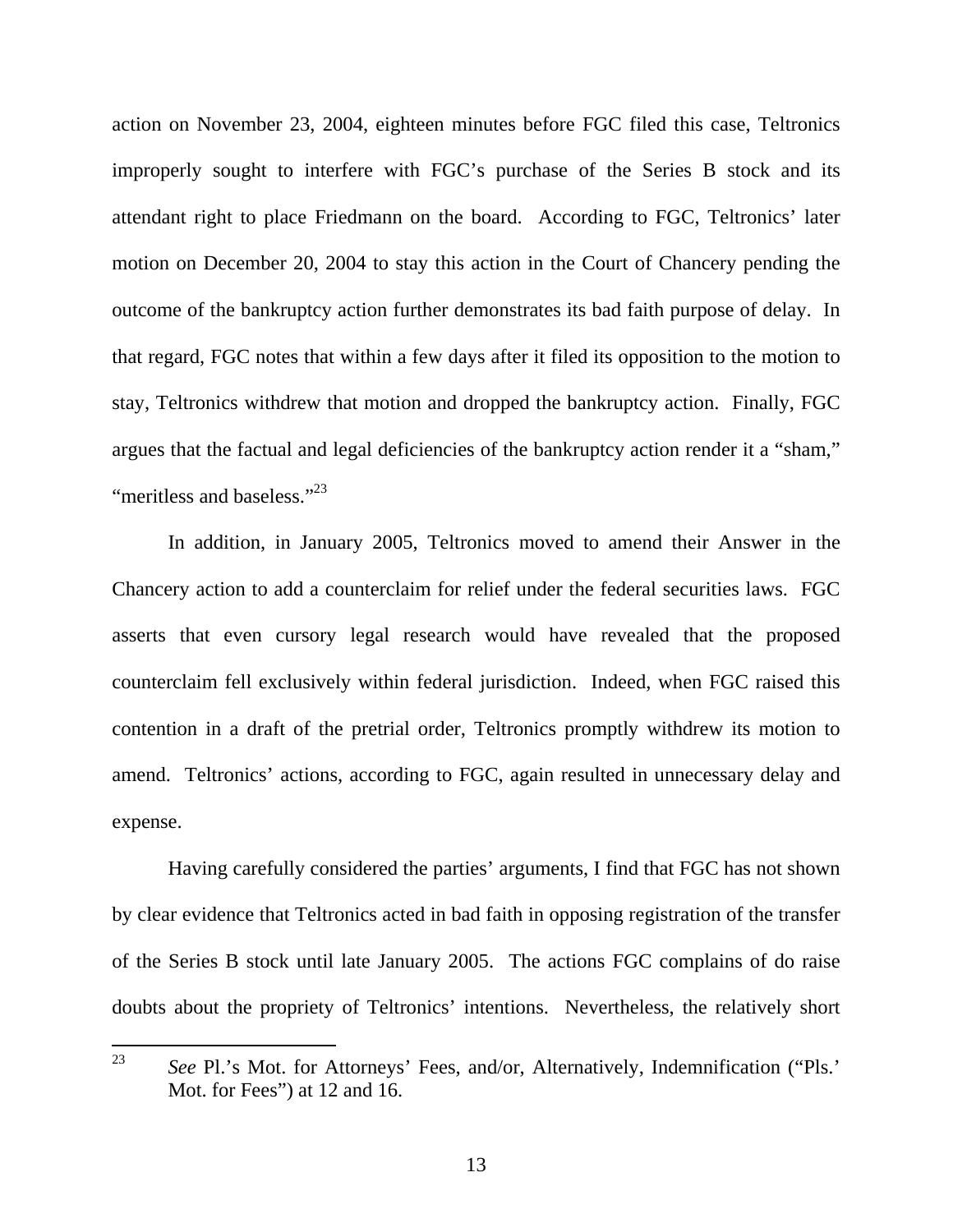action on November 23, 2004, eighteen minutes before FGC filed this case, Teltronics improperly sought to interfere with FGC's purchase of the Series B stock and its attendant right to place Friedmann on the board. According to FGC, Teltronics' later motion on December 20, 2004 to stay this action in the Court of Chancery pending the outcome of the bankruptcy action further demonstrates its bad faith purpose of delay. In that regard, FGC notes that within a few days after it filed its opposition to the motion to stay, Teltronics withdrew that motion and dropped the bankruptcy action. Finally, FGC argues that the factual and legal deficiencies of the bankruptcy action render it a "sham," "meritless and baseless."[23]

In addition, in January 2005, Teltronics moved to amend their Answer in the Chancery action to add a counterclaim for relief under the federal securities laws. FGC asserts that even cursory legal research would have revealed that the proposed counterclaim fell exclusively within federal jurisdiction. Indeed, when FGC raised this contention in a draft of the pretrial order, Teltronics promptly withdrew its motion to amend. Teltronics' actions, according to FGC, again resulted in unnecessary delay and expense.

Having carefully considered the parties' arguments, I find that FGC has not shown by clear evidence that Teltronics acted in bad faith in opposing registration of the transfer of the Series B stock until late January 2005. The actions FGC complains of do raise doubts about the propriety of Teltronics' intentions. Nevertheless, the relatively short

---

[23] *See* Pl.'s Mot. for Attorneys' Fees, and/or, Alternatively, Indemnification ("Pls.' Mot. for Fees") at 12 and 16.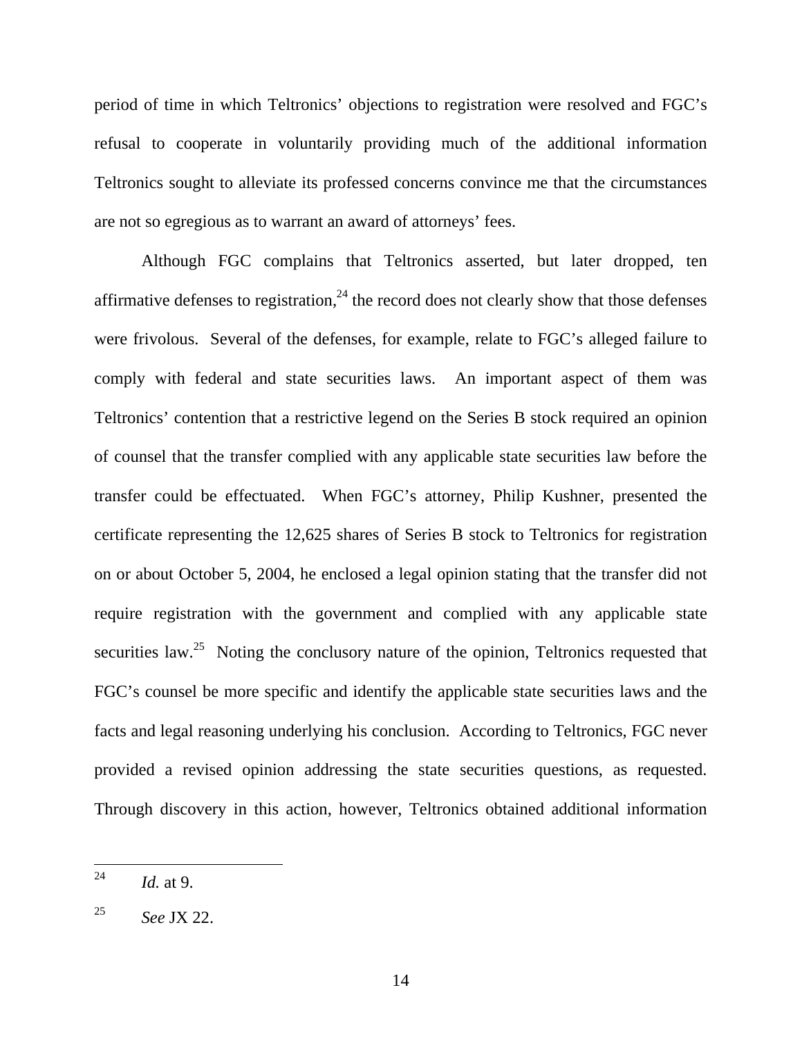period of time in which Teltronics' objections to registration were resolved and FGC's refusal to cooperate in voluntarily providing much of the additional information Teltronics sought to alleviate its professed concerns convince me that the circumstances are not so egregious as to warrant an award of attorneys' fees.

Although FGC complains that Teltronics asserted, but later dropped, ten affirmative defenses to registration,[24] the record does not clearly show that those defenses were frivolous. Several of the defenses, for example, relate to FGC's alleged failure to comply with federal and state securities laws. An important aspect of them was Teltronics' contention that a restrictive legend on the Series B stock required an opinion of counsel that the transfer complied with any applicable state securities law before the transfer could be effectuated. When FGC's attorney, Philip Kushner, presented the certificate representing the 12,625 shares of Series B stock to Teltronics for registration on or about October 5, 2004, he enclosed a legal opinion stating that the transfer did not require registration with the government and complied with any applicable state securities law.[25] Noting the conclusory nature of the opinion, Teltronics requested that FGC's counsel be more specific and identify the applicable state securities laws and the facts and legal reasoning underlying his conclusion. According to Teltronics, FGC never provided a revised opinion addressing the state securities questions, as requested. Through discovery in this action, however, Teltronics obtained additional information

---

[24] *Id.* at 9.

[25] *See* JX 22.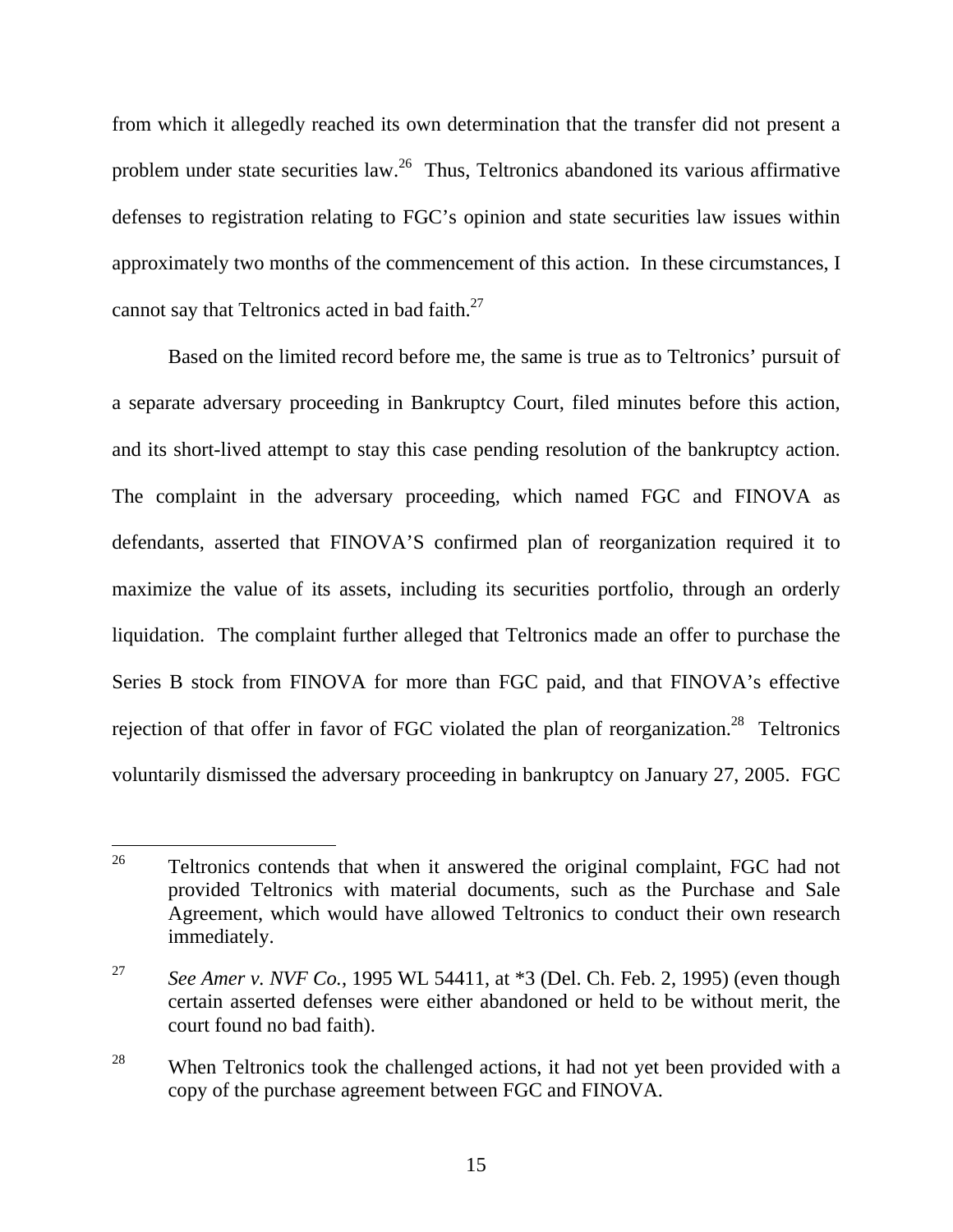from which it allegedly reached its own determination that the transfer did not present a problem under state securities law.[26] Thus, Teltronics abandoned its various affirmative defenses to registration relating to FGC's opinion and state securities law issues within approximately two months of the commencement of this action. In these circumstances, I cannot say that Teltronics acted in bad faith.[27]

Based on the limited record before me, the same is true as to Teltronics' pursuit of a separate adversary proceeding in Bankruptcy Court, filed minutes before this action, and its short-lived attempt to stay this case pending resolution of the bankruptcy action. The complaint in the adversary proceeding, which named FGC and FINOVA as defendants, asserted that FINOVA'S confirmed plan of reorganization required it to maximize the value of its assets, including its securities portfolio, through an orderly liquidation. The complaint further alleged that Teltronics made an offer to purchase the Series B stock from FINOVA for more than FGC paid, and that FINOVA's effective rejection of that offer in favor of FGC violated the plan of reorganization.[28] Teltronics voluntarily dismissed the adversary proceeding in bankruptcy on January 27, 2005. FGC

---

[26] Teltronics contends that when it answered the original complaint, FGC had not provided Teltronics with material documents, such as the Purchase and Sale Agreement, which would have allowed Teltronics to conduct their own research immediately.

[27] *See Amer v. NVF Co.*, 1995 WL 54411, at *3 (Del. Ch. Feb. 2, 1995) (even though certain asserted defenses were either abandoned or held to be without merit, the court found no bad faith).

[28] When Teltronics took the challenged actions, it had not yet been provided with a copy of the purchase agreement between FGC and FINOVA.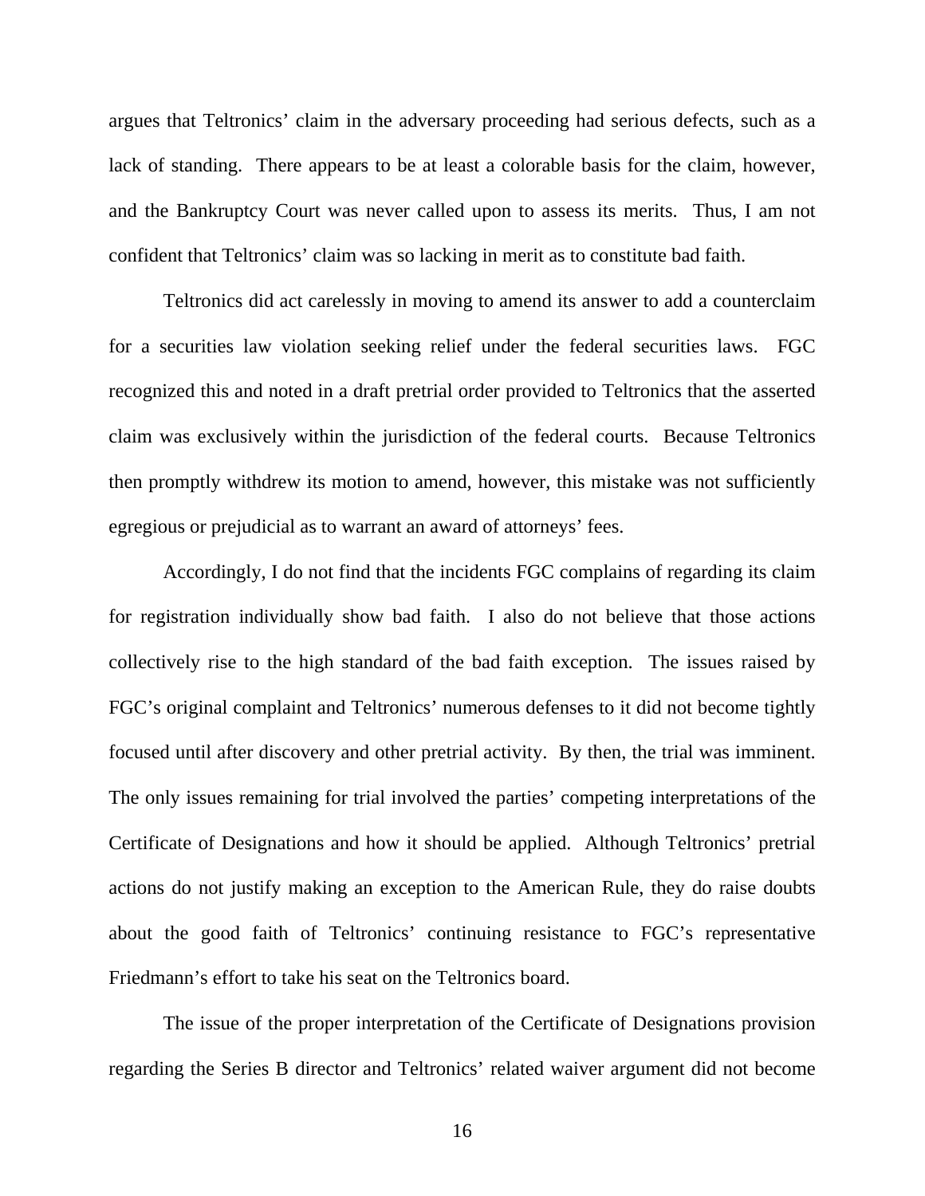argues that Teltronics' claim in the adversary proceeding had serious defects, such as a lack of standing. There appears to be at least a colorable basis for the claim, however, and the Bankruptcy Court was never called upon to assess its merits. Thus, I am not confident that Teltronics' claim was so lacking in merit as to constitute bad faith.

Teltronics did act carelessly in moving to amend its answer to add a counterclaim for a securities law violation seeking relief under the federal securities laws. FGC recognized this and noted in a draft pretrial order provided to Teltronics that the asserted claim was exclusively within the jurisdiction of the federal courts. Because Teltronics then promptly withdrew its motion to amend, however, this mistake was not sufficiently egregious or prejudicial as to warrant an award of attorneys' fees.

Accordingly, I do not find that the incidents FGC complains of regarding its claim for registration individually show bad faith. I also do not believe that those actions collectively rise to the high standard of the bad faith exception. The issues raised by FGC's original complaint and Teltronics' numerous defenses to it did not become tightly focused until after discovery and other pretrial activity. By then, the trial was imminent. The only issues remaining for trial involved the parties' competing interpretations of the Certificate of Designations and how it should be applied. Although Teltronics' pretrial actions do not justify making an exception to the American Rule, they do raise doubts about the good faith of Teltronics' continuing resistance to FGC's representative Friedmann's effort to take his seat on the Teltronics board.

The issue of the proper interpretation of the Certificate of Designations provision regarding the Series B director and Teltronics' related waiver argument did not become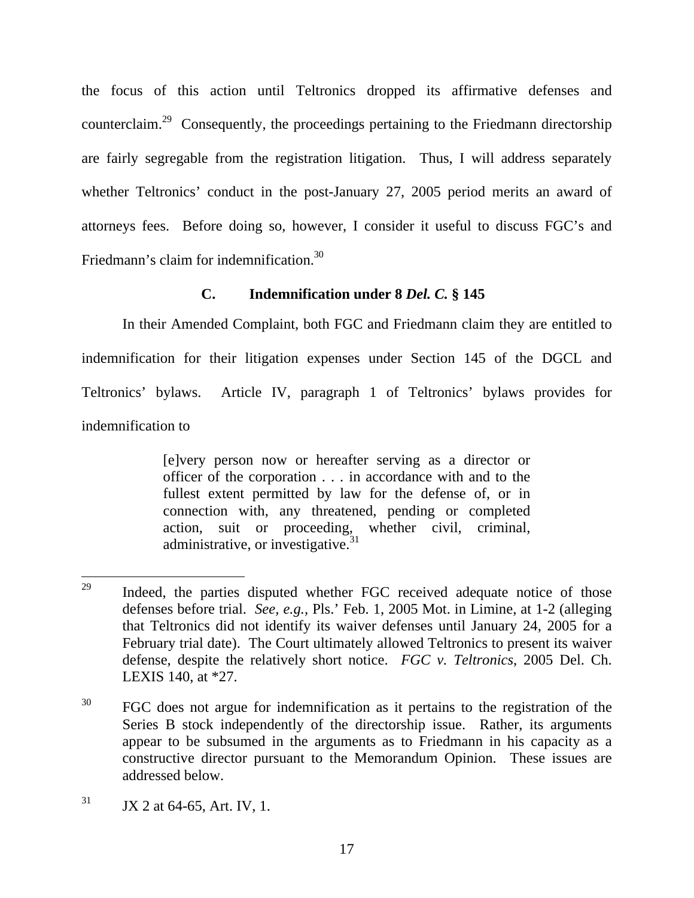the focus of this action until Teltronics dropped its affirmative defenses and counterclaim.[29] Consequently, the proceedings pertaining to the Friedmann directorship are fairly segregable from the registration litigation. Thus, I will address separately whether Teltronics' conduct in the post-January 27, 2005 period merits an award of attorneys fees. Before doing so, however, I consider it useful to discuss FGC's and Friedmann's claim for indemnification.[30]

### C. Indemnification under 8 *Del. C.* § 145

In their Amended Complaint, both FGC and Friedmann claim they are entitled to indemnification for their litigation expenses under Section 145 of the DGCL and Teltronics' bylaws. Article IV, paragraph 1 of Teltronics' bylaws provides for indemnification to

> [e]very person now or hereafter serving as a director or officer of the corporation . . . in accordance with and to the fullest extent permitted by law for the defense of, or in connection with, any threatened, pending or completed action, suit or proceeding, whether civil, criminal, administrative, or investigative.[31]

---

[29] Indeed, the parties disputed whether FGC received adequate notice of those defenses before trial. *See, e.g.,* Pls.' Feb. 1, 2005 Mot. in Limine, at 1-2 (alleging that Teltronics did not identify its waiver defenses until January 24, 2005 for a February trial date). The Court ultimately allowed Teltronics to present its waiver defense, despite the relatively short notice. *FGC v. Teltronics*, 2005 Del. Ch. LEXIS 140, at *27.

[30] FGC does not argue for indemnification as it pertains to the registration of the Series B stock independently of the directorship issue. Rather, its arguments appear to be subsumed in the arguments as to Friedmann in his capacity as a constructive director pursuant to the Memorandum Opinion. These issues are addressed below.

[31] JX 2 at 64-65, Art. IV, 1.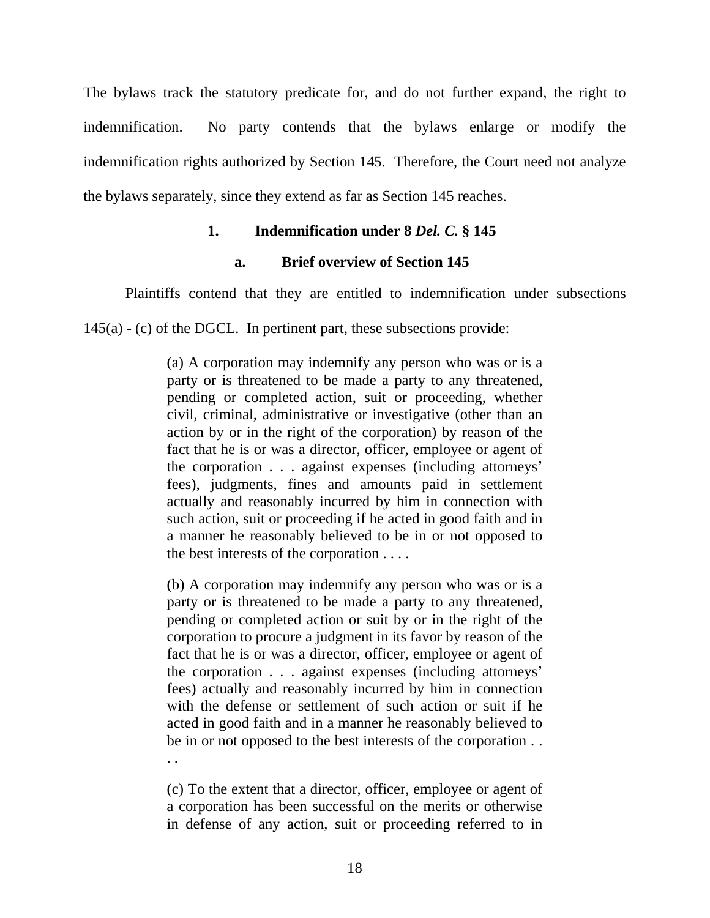The bylaws track the statutory predicate for, and do not further expand, the right to indemnification. No party contends that the bylaws enlarge or modify the indemnification rights authorized by Section 145. Therefore, the Court need not analyze the bylaws separately, since they extend as far as Section 145 reaches.

### 1. Indemnification under 8 *Del. C.* § 145

#### a. Brief overview of Section 145

Plaintiffs contend that they are entitled to indemnification under subsections 145(a) - (c) of the DGCL. In pertinent part, these subsections provide:

> (a) A corporation may indemnify any person who was or is a party or is threatened to be made a party to any threatened, pending or completed action, suit or proceeding, whether civil, criminal, administrative or investigative (other than an action by or in the right of the corporation) by reason of the fact that he is or was a director, officer, employee or agent of the corporation . . . against expenses (including attorneys' fees), judgments, fines and amounts paid in settlement actually and reasonably incurred by him in connection with such action, suit or proceeding if he acted in good faith and in a manner he reasonably believed to be in or not opposed to the best interests of the corporation . . . .
>
> (b) A corporation may indemnify any person who was or is a party or is threatened to be made a party to any threatened, pending or completed action or suit by or in the right of the corporation to procure a judgment in its favor by reason of the fact that he is or was a director, officer, employee or agent of the corporation . . . against expenses (including attorneys' fees) actually and reasonably incurred by him in connection with the defense or settlement of such action or suit if he acted in good faith and in a manner he reasonably believed to be in or not opposed to the best interests of the corporation . . . .
>
> (c) To the extent that a director, officer, employee or agent of a corporation has been successful on the merits or otherwise in defense of any action, suit or proceeding referred to in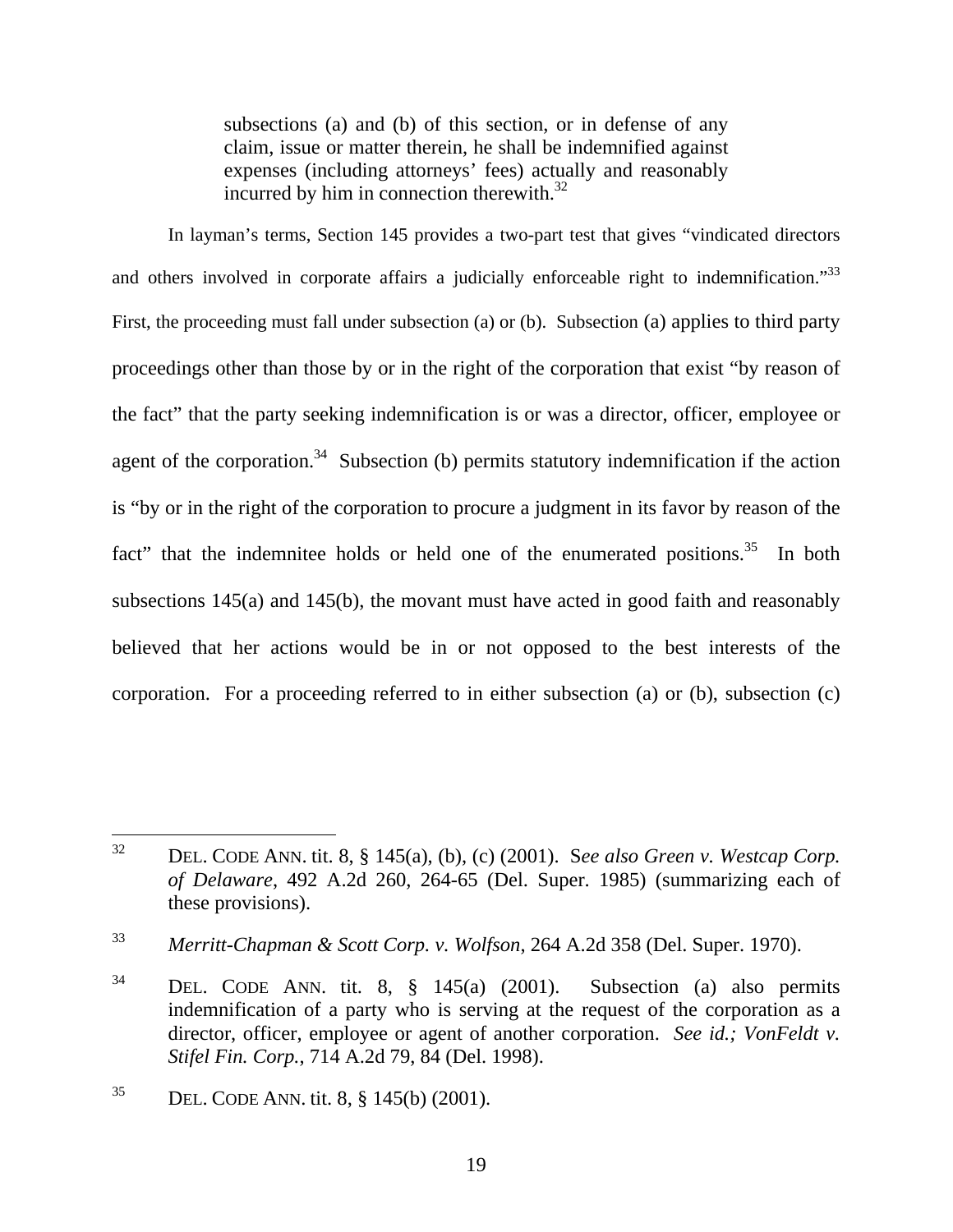> subsections (a) and (b) of this section, or in defense of any claim, issue or matter therein, he shall be indemnified against expenses (including attorneys' fees) actually and reasonably incurred by him in connection therewith.[32]

In layman's terms, Section 145 provides a two-part test that gives "vindicated directors and others involved in corporate affairs a judicially enforceable right to indemnification."[33] First, the proceeding must fall under subsection (a) or (b). Subsection (a) applies to third party proceedings other than those by or in the right of the corporation that exist "by reason of the fact" that the party seeking indemnification is or was a director, officer, employee or agent of the corporation.[34] Subsection (b) permits statutory indemnification if the action is "by or in the right of the corporation to procure a judgment in its favor by reason of the fact" that the indemnitee holds or held one of the enumerated positions.[35] In both subsections 145(a) and 145(b), the movant must have acted in good faith and reasonably believed that her actions would be in or not opposed to the best interests of the corporation. For a proceeding referred to in either subsection (a) or (b), subsection (c)

---

[32] DEL. CODE ANN. tit. 8, § 145(a), (b), (c) (2001). S*ee also Green v. Westcap Corp. of Delaware*, 492 A.2d 260, 264-65 (Del. Super. 1985) (summarizing each of these provisions).

[33] *Merritt-Chapman & Scott Corp. v. Wolfson*, 264 A.2d 358 (Del. Super. 1970).

[34] DEL. CODE ANN. tit. 8, § 145(a) (2001). Subsection (a) also permits indemnification of a party who is serving at the request of the corporation as a director, officer, employee or agent of another corporation. *See id.; VonFeldt v. Stifel Fin. Corp.*, 714 A.2d 79, 84 (Del. 1998).

[35] DEL. CODE ANN. tit. 8, § 145(b) (2001).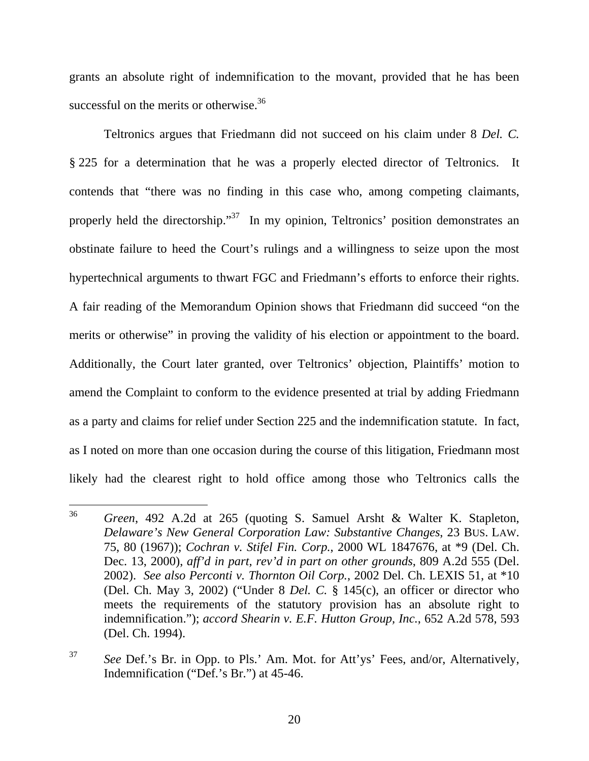grants an absolute right of indemnification to the movant, provided that he has been successful on the merits or otherwise.[36]

Teltronics argues that Friedmann did not succeed on his claim under 8 *Del. C.* § 225 for a determination that he was a properly elected director of Teltronics. It contends that "there was no finding in this case who, among competing claimants, properly held the directorship."[37] In my opinion, Teltronics' position demonstrates an obstinate failure to heed the Court's rulings and a willingness to seize upon the most hypertechnical arguments to thwart FGC and Friedmann's efforts to enforce their rights. A fair reading of the Memorandum Opinion shows that Friedmann did succeed "on the merits or otherwise" in proving the validity of his election or appointment to the board. Additionally, the Court later granted, over Teltronics' objection, Plaintiffs' motion to amend the Complaint to conform to the evidence presented at trial by adding Friedmann as a party and claims for relief under Section 225 and the indemnification statute. In fact, as I noted on more than one occasion during the course of this litigation, Friedmann most likely had the clearest right to hold office among those who Teltronics calls the

---

[36] *Green*, 492 A.2d at 265 (quoting S. Samuel Arsht & Walter K. Stapleton, *Delaware's New General Corporation Law: Substantive Changes*, 23 BUS. LAW. 75, 80 (1967)); *Cochran v. Stifel Fin. Corp.*, 2000 WL 1847676, at *9 (Del. Ch. Dec. 13, 2000), *aff'd in part, rev'd in part on other grounds*, 809 A.2d 555 (Del. 2002). *See also Perconti v. Thornton Oil Corp.*, 2002 Del. Ch. LEXIS 51, at *10 (Del. Ch. May 3, 2002) ("Under 8 *Del. C.* § 145(c), an officer or director who meets the requirements of the statutory provision has an absolute right to indemnification."); *accord Shearin v. E.F. Hutton Group, Inc.*, 652 A.2d 578, 593 (Del. Ch. 1994).

[37] *See* Def.'s Br. in Opp. to Pls.' Am. Mot. for Att'ys' Fees, and/or, Alternatively, Indemnification ("Def.'s Br.") at 45-46.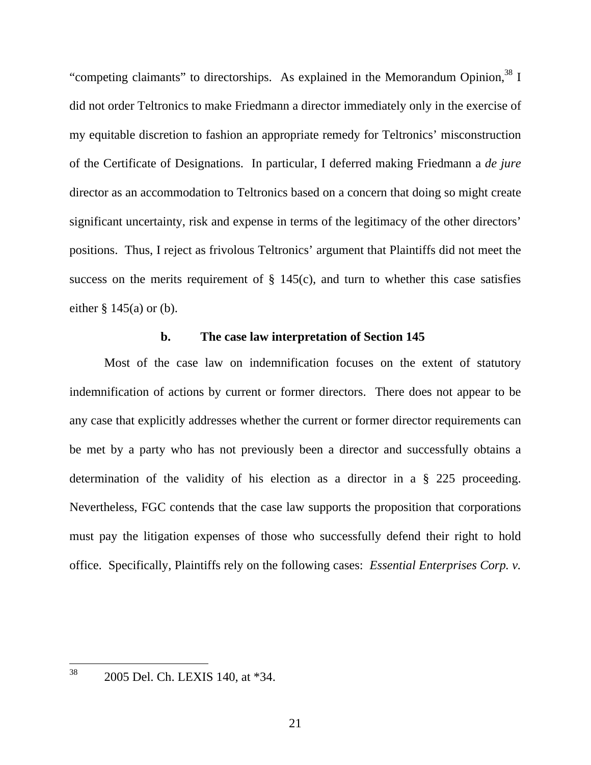"competing claimants" to directorships. As explained in the Memorandum Opinion,[38] I did not order Teltronics to make Friedmann a director immediately only in the exercise of my equitable discretion to fashion an appropriate remedy for Teltronics' misconstruction of the Certificate of Designations. In particular, I deferred making Friedmann a *de jure* director as an accommodation to Teltronics based on a concern that doing so might create significant uncertainty, risk and expense in terms of the legitimacy of the other directors' positions. Thus, I reject as frivolous Teltronics' argument that Plaintiffs did not meet the success on the merits requirement of § 145(c), and turn to whether this case satisfies either § 145(a) or (b).

**b. The case law interpretation of Section 145**

Most of the case law on indemnification focuses on the extent of statutory indemnification of actions by current or former directors. There does not appear to be any case that explicitly addresses whether the current or former director requirements can be met by a party who has not previously been a director and successfully obtains a determination of the validity of his election as a director in a § 225 proceeding. Nevertheless, FGC contends that the case law supports the proposition that corporations must pay the litigation expenses of those who successfully defend their right to hold office. Specifically, Plaintiffs rely on the following cases: *Essential Enterprises Corp. v.*

---

[38] 2005 Del. Ch. LEXIS 140, at *34.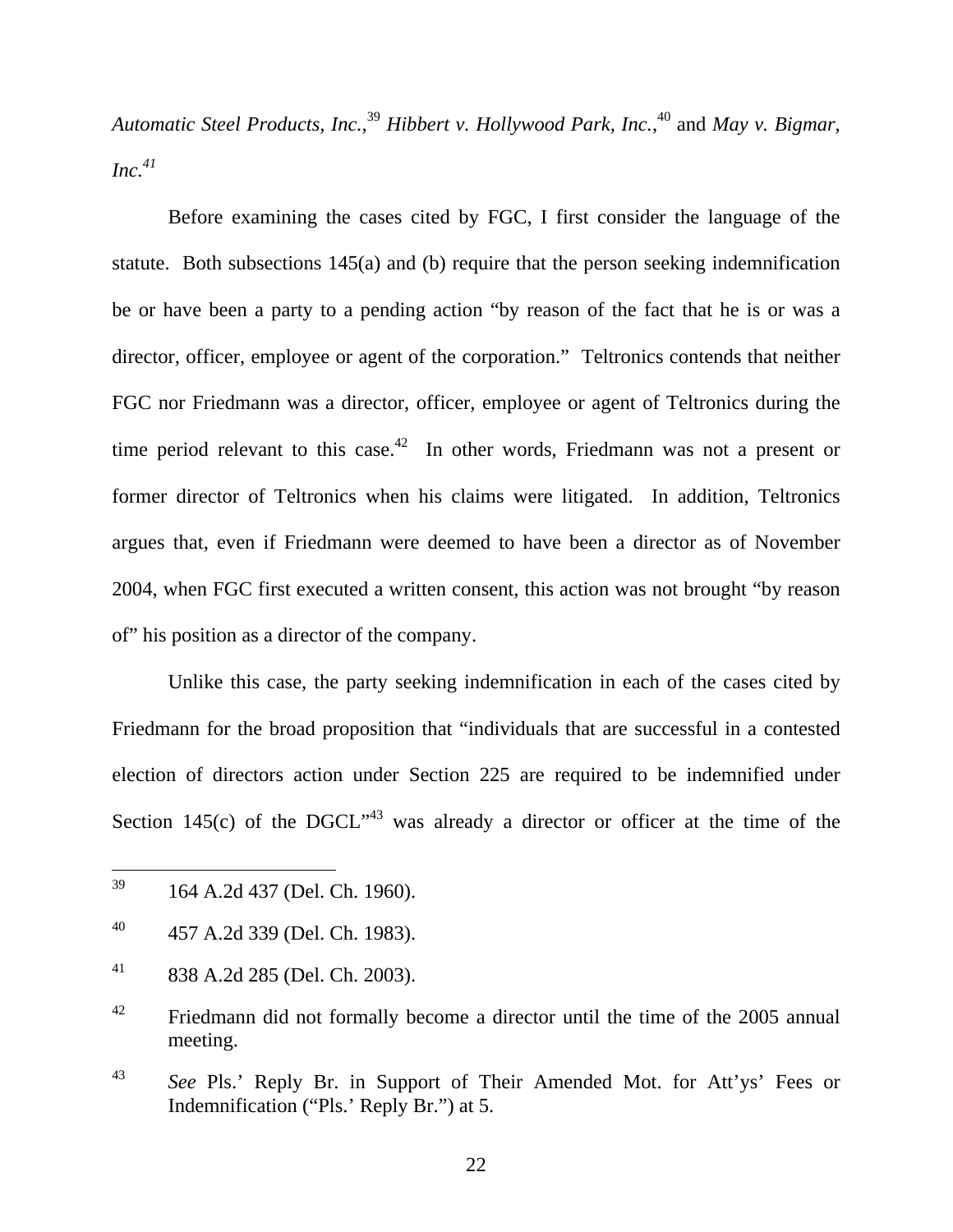*Automatic Steel Products, Inc.*,[39] *Hibbert v. Hollywood Park, Inc.*,[40] and *May v. Bigmar, Inc.*[41]

Before examining the cases cited by FGC, I first consider the language of the statute. Both subsections 145(a) and (b) require that the person seeking indemnification be or have been a party to a pending action "by reason of the fact that he is or was a director, officer, employee or agent of the corporation." Teltronics contends that neither FGC nor Friedmann was a director, officer, employee or agent of Teltronics during the time period relevant to this case.[42] In other words, Friedmann was not a present or former director of Teltronics when his claims were litigated. In addition, Teltronics argues that, even if Friedmann were deemed to have been a director as of November 2004, when FGC first executed a written consent, this action was not brought "by reason of" his position as a director of the company.

Unlike this case, the party seeking indemnification in each of the cases cited by Friedmann for the broad proposition that "individuals that are successful in a contested election of directors action under Section 225 are required to be indemnified under Section 145(c) of the DGCL"[43] was already a director or officer at the time of the

---

[39] 164 A.2d 437 (Del. Ch. 1960).

[40] 457 A.2d 339 (Del. Ch. 1983).

[41] 838 A.2d 285 (Del. Ch. 2003).

[42] Friedmann did not formally become a director until the time of the 2005 annual meeting.

[43] *See* Pls.' Reply Br. in Support of Their Amended Mot. for Att'ys' Fees or Indemnification ("Pls.' Reply Br.") at 5.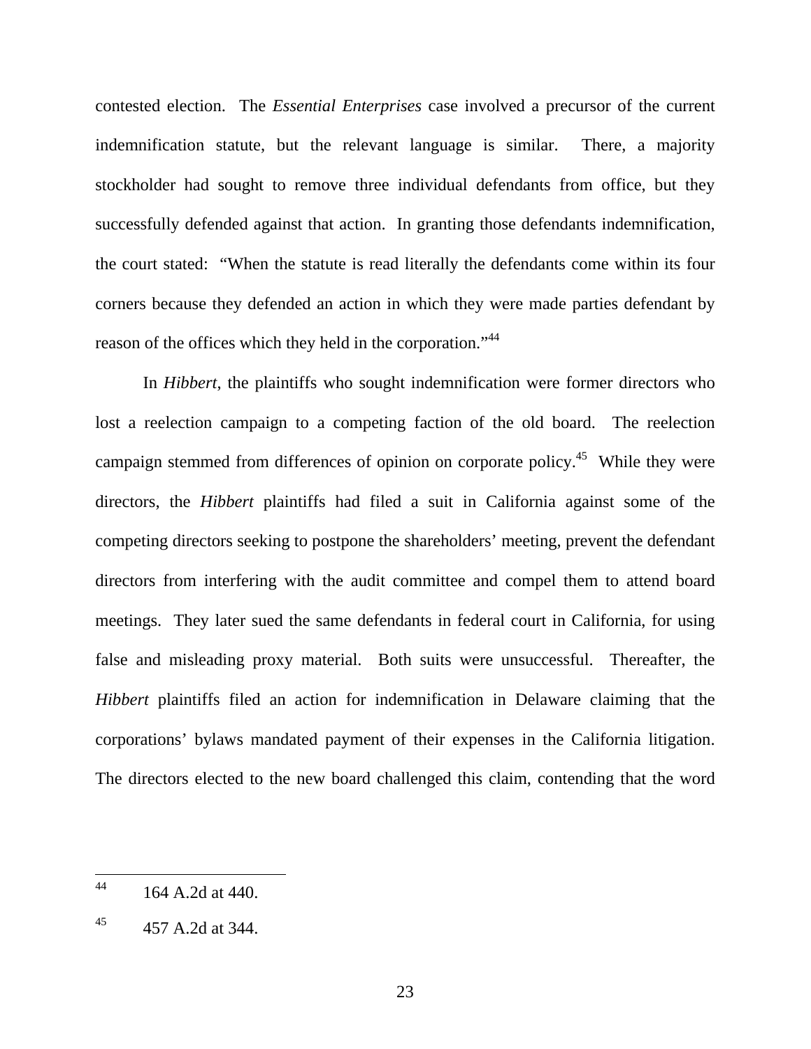contested election. The *Essential Enterprises* case involved a precursor of the current indemnification statute, but the relevant language is similar. There, a majority stockholder had sought to remove three individual defendants from office, but they successfully defended against that action. In granting those defendants indemnification, the court stated: "When the statute is read literally the defendants come within its four corners because they defended an action in which they were made parties defendant by reason of the offices which they held in the corporation."[44]

In *Hibbert*, the plaintiffs who sought indemnification were former directors who lost a reelection campaign to a competing faction of the old board. The reelection campaign stemmed from differences of opinion on corporate policy.[45] While they were directors, the *Hibbert* plaintiffs had filed a suit in California against some of the competing directors seeking to postpone the shareholders' meeting, prevent the defendant directors from interfering with the audit committee and compel them to attend board meetings. They later sued the same defendants in federal court in California, for using false and misleading proxy material. Both suits were unsuccessful. Thereafter, the *Hibbert* plaintiffs filed an action for indemnification in Delaware claiming that the corporations' bylaws mandated payment of their expenses in the California litigation. The directors elected to the new board challenged this claim, contending that the word

---

[44] 164 A.2d at 440.

[45] 457 A.2d at 344.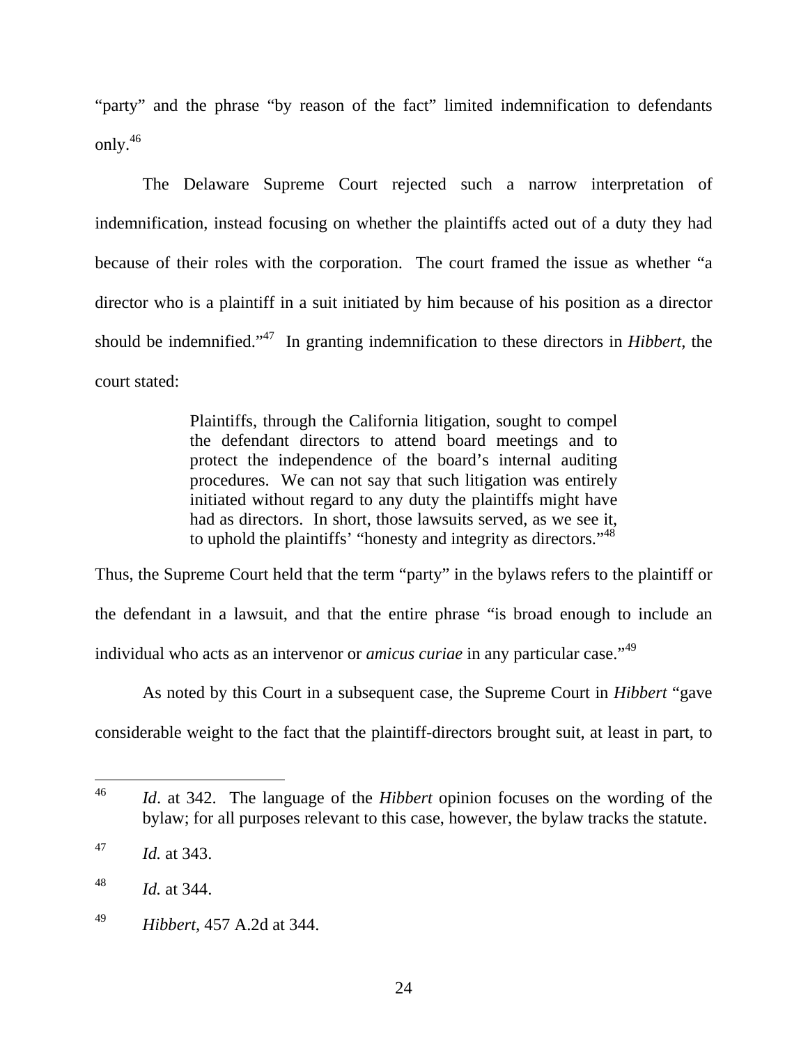"party" and the phrase "by reason of the fact" limited indemnification to defendants only.[46]

The Delaware Supreme Court rejected such a narrow interpretation of indemnification, instead focusing on whether the plaintiffs acted out of a duty they had because of their roles with the corporation. The court framed the issue as whether "a director who is a plaintiff in a suit initiated by him because of his position as a director should be indemnified."[47] In granting indemnification to these directors in *Hibbert*, the court stated:

> Plaintiffs, through the California litigation, sought to compel the defendant directors to attend board meetings and to protect the independence of the board's internal auditing procedures. We can not say that such litigation was entirely initiated without regard to any duty the plaintiffs might have had as directors. In short, those lawsuits served, as we see it, to uphold the plaintiffs' "honesty and integrity as directors."[48]

Thus, the Supreme Court held that the term "party" in the bylaws refers to the plaintiff or the defendant in a lawsuit, and that the entire phrase "is broad enough to include an individual who acts as an intervenor or *amicus curiae* in any particular case."[49]

As noted by this Court in a subsequent case, the Supreme Court in *Hibbert* "gave considerable weight to the fact that the plaintiff-directors brought suit, at least in part, to

---

[46] *Id*. at 342. The language of the *Hibbert* opinion focuses on the wording of the bylaw; for all purposes relevant to this case, however, the bylaw tracks the statute.

[47] *Id.* at 343.

[48] *Id.* at 344.

[49] *Hibbert*, 457 A.2d at 344.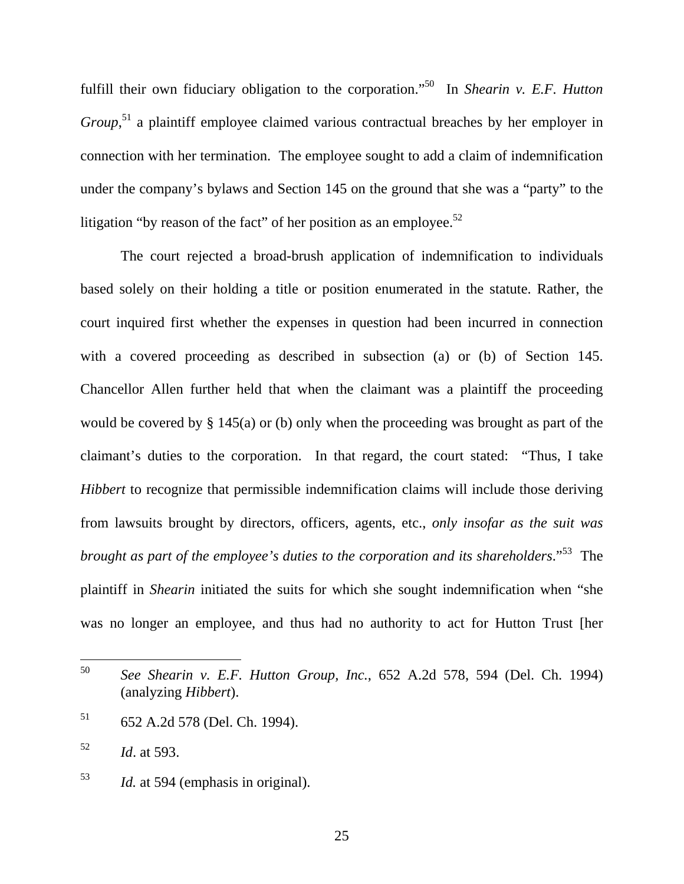fulfill their own fiduciary obligation to the corporation."[50] In *Shearin v. E.F. Hutton Group*,[51] a plaintiff employee claimed various contractual breaches by her employer in connection with her termination. The employee sought to add a claim of indemnification under the company's bylaws and Section 145 on the ground that she was a "party" to the litigation "by reason of the fact" of her position as an employee.[52]

The court rejected a broad-brush application of indemnification to individuals based solely on their holding a title or position enumerated in the statute. Rather, the court inquired first whether the expenses in question had been incurred in connection with a covered proceeding as described in subsection (a) or (b) of Section 145. Chancellor Allen further held that when the claimant was a plaintiff the proceeding would be covered by § 145(a) or (b) only when the proceeding was brought as part of the claimant's duties to the corporation. In that regard, the court stated: "Thus, I take *Hibbert* to recognize that permissible indemnification claims will include those deriving from lawsuits brought by directors, officers, agents, etc., *only insofar as the suit was brought as part of the employee's duties to the corporation and its shareholders*."[53] The plaintiff in *Shearin* initiated the suits for which she sought indemnification when "she was no longer an employee, and thus had no authority to act for Hutton Trust [her

---

[50] *See Shearin v. E.F. Hutton Group, Inc.*, 652 A.2d 578, 594 (Del. Ch. 1994) (analyzing *Hibbert*).

[51] 652 A.2d 578 (Del. Ch. 1994).

[52] *Id*. at 593.

[53] *Id.* at 594 (emphasis in original).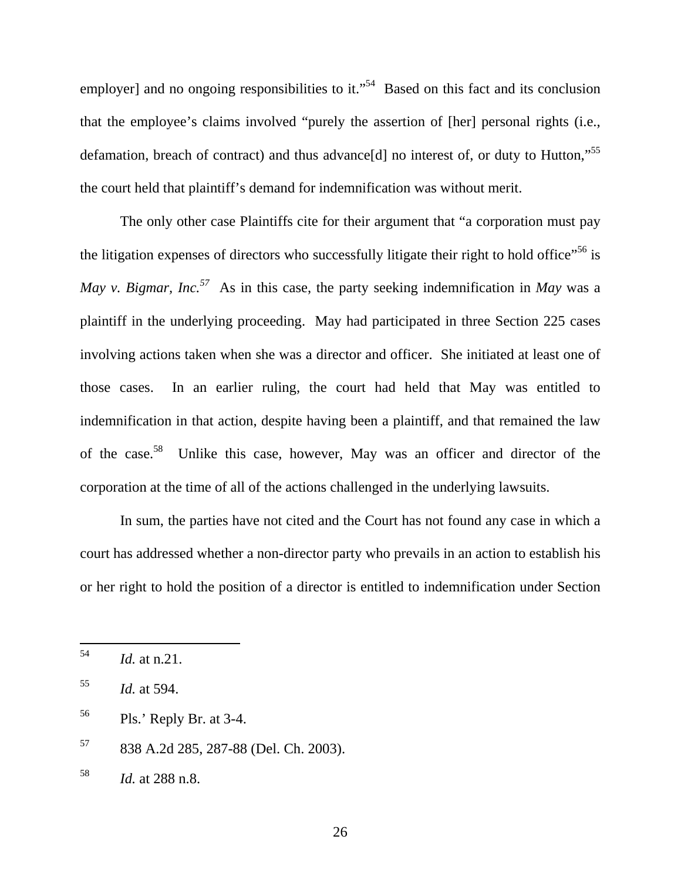employer] and no ongoing responsibilities to it."[54] Based on this fact and its conclusion that the employee's claims involved "purely the assertion of [her] personal rights (i.e., defamation, breach of contract) and thus advance[d] no interest of, or duty to Hutton,"[55] the court held that plaintiff's demand for indemnification was without merit.

The only other case Plaintiffs cite for their argument that "a corporation must pay the litigation expenses of directors who successfully litigate their right to hold office"[56] is *May v. Bigmar, Inc.*[57] As in this case, the party seeking indemnification in *May* was a plaintiff in the underlying proceeding. May had participated in three Section 225 cases involving actions taken when she was a director and officer. She initiated at least one of those cases. In an earlier ruling, the court had held that May was entitled to indemnification in that action, despite having been a plaintiff, and that remained the law of the case.[58] Unlike this case, however, May was an officer and director of the corporation at the time of all of the actions challenged in the underlying lawsuits.

In sum, the parties have not cited and the Court has not found any case in which a court has addressed whether a non-director party who prevails in an action to establish his or her right to hold the position of a director is entitled to indemnification under Section

---

[54] *Id.* at n.21.

[55] *Id.* at 594.

[56] Pls.' Reply Br. at 3-4.

[57] 838 A.2d 285, 287-88 (Del. Ch. 2003).

[58] *Id.* at 288 n.8.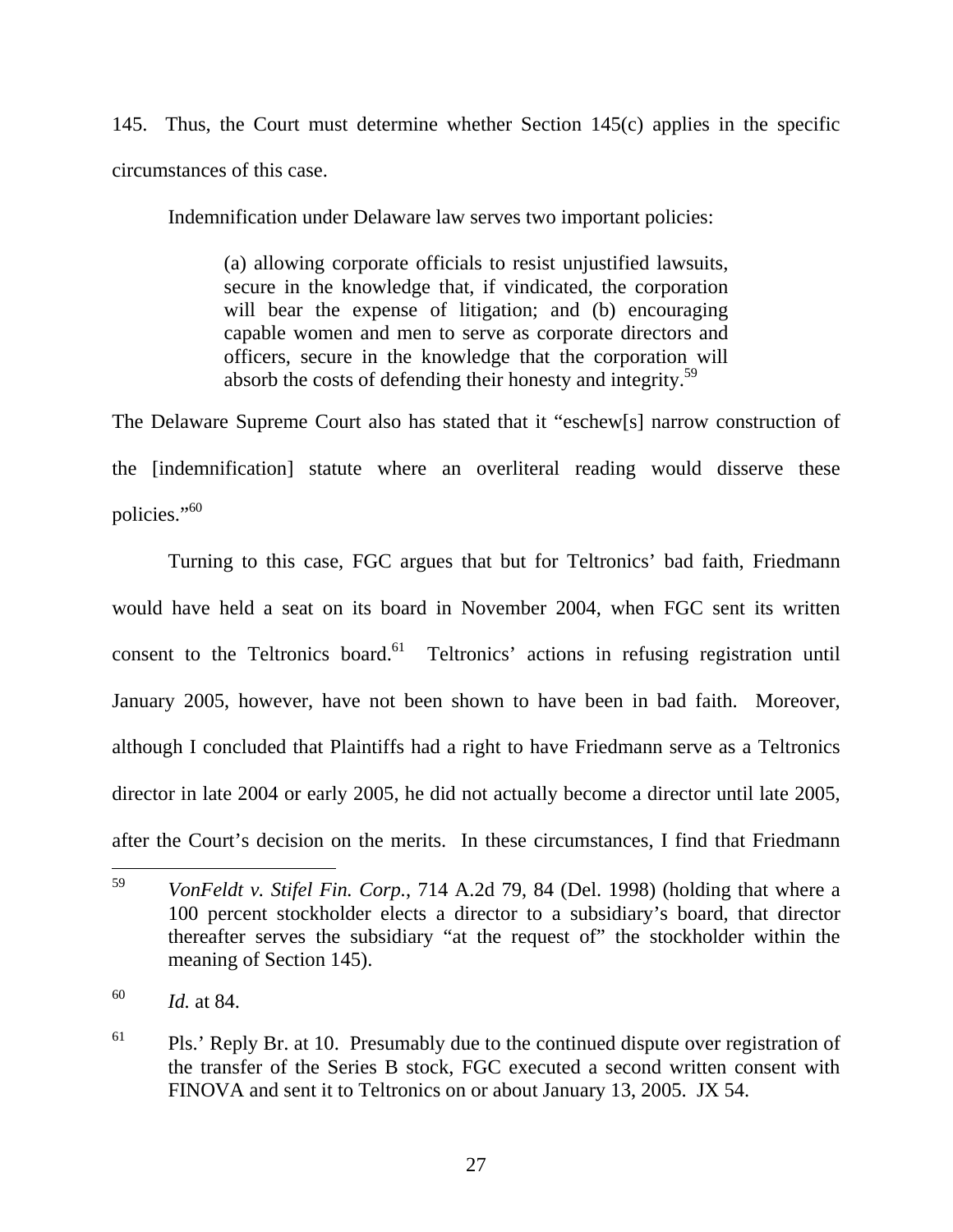145. Thus, the Court must determine whether Section 145(c) applies in the specific circumstances of this case.

Indemnification under Delaware law serves two important policies:

> (a) allowing corporate officials to resist unjustified lawsuits, secure in the knowledge that, if vindicated, the corporation will bear the expense of litigation; and (b) encouraging capable women and men to serve as corporate directors and officers, secure in the knowledge that the corporation will absorb the costs of defending their honesty and integrity.[59]

The Delaware Supreme Court also has stated that it "eschew[s] narrow construction of the [indemnification] statute where an overliteral reading would disserve these policies."[60]

Turning to this case, FGC argues that but for Teltronics' bad faith, Friedmann would have held a seat on its board in November 2004, when FGC sent its written consent to the Teltronics board.[61] Teltronics' actions in refusing registration until January 2005, however, have not been shown to have been in bad faith. Moreover, although I concluded that Plaintiffs had a right to have Friedmann serve as a Teltronics director in late 2004 or early 2005, he did not actually become a director until late 2005, after the Court's decision on the merits. In these circumstances, I find that Friedmann

---

[59] *VonFeldt v. Stifel Fin. Corp.*, 714 A.2d 79, 84 (Del. 1998) (holding that where a 100 percent stockholder elects a director to a subsidiary's board, that director thereafter serves the subsidiary "at the request of" the stockholder within the meaning of Section 145).

[60] *Id.* at 84.

[61] Pls.' Reply Br. at 10. Presumably due to the continued dispute over registration of the transfer of the Series B stock, FGC executed a second written consent with FINOVA and sent it to Teltronics on or about January 13, 2005. JX 54.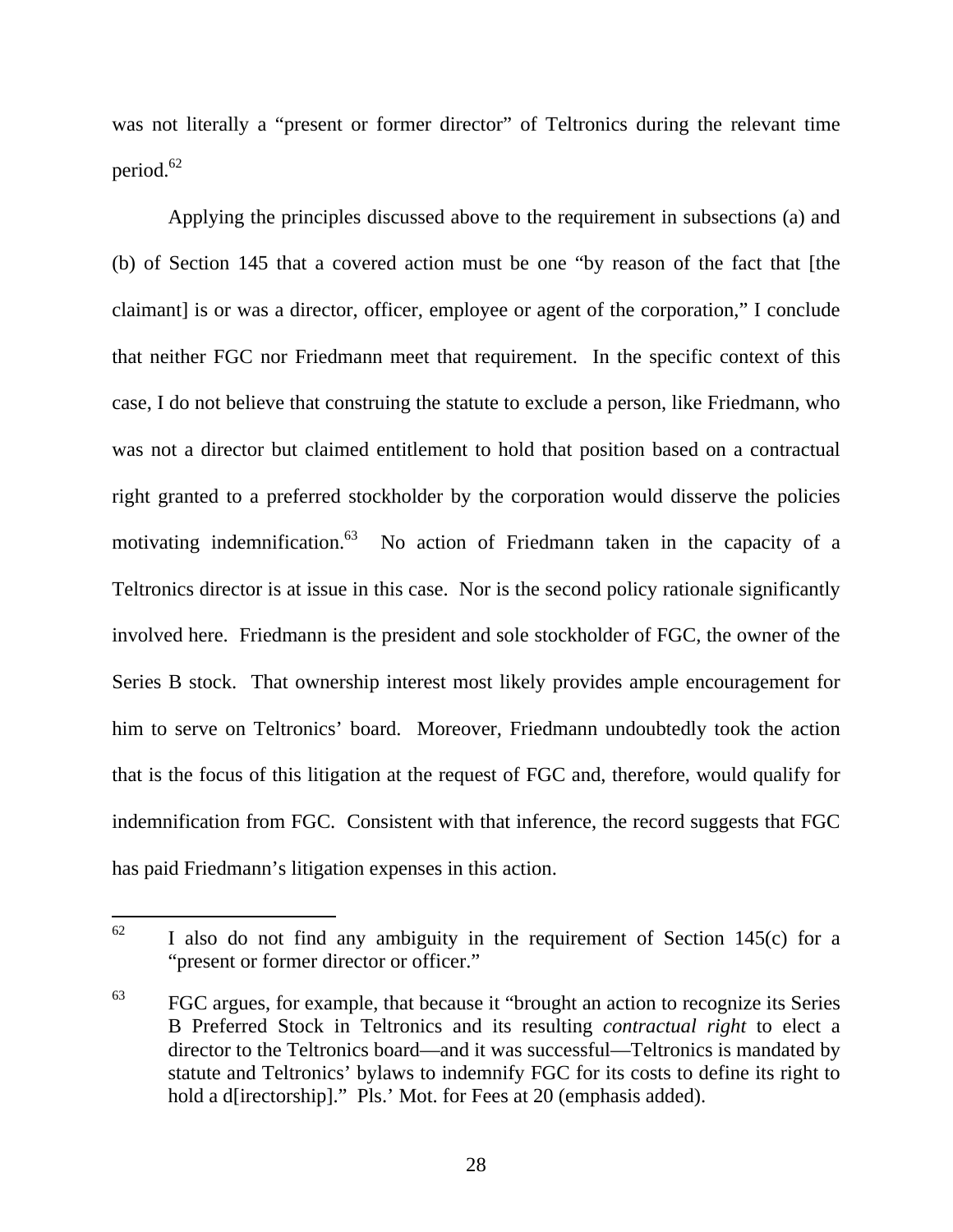was not literally a "present or former director" of Teltronics during the relevant time period.[62]

Applying the principles discussed above to the requirement in subsections (a) and (b) of Section 145 that a covered action must be one "by reason of the fact that [the claimant] is or was a director, officer, employee or agent of the corporation," I conclude that neither FGC nor Friedmann meet that requirement. In the specific context of this case, I do not believe that construing the statute to exclude a person, like Friedmann, who was not a director but claimed entitlement to hold that position based on a contractual right granted to a preferred stockholder by the corporation would disserve the policies motivating indemnification.[63] No action of Friedmann taken in the capacity of a Teltronics director is at issue in this case. Nor is the second policy rationale significantly involved here. Friedmann is the president and sole stockholder of FGC, the owner of the Series B stock. That ownership interest most likely provides ample encouragement for him to serve on Teltronics' board. Moreover, Friedmann undoubtedly took the action that is the focus of this litigation at the request of FGC and, therefore, would qualify for indemnification from FGC. Consistent with that inference, the record suggests that FGC has paid Friedmann's litigation expenses in this action.

---

[62] I also do not find any ambiguity in the requirement of Section 145(c) for a "present or former director or officer."

[63] FGC argues, for example, that because it "brought an action to recognize its Series B Preferred Stock in Teltronics and its resulting *contractual right* to elect a director to the Teltronics board—and it was successful—Teltronics is mandated by statute and Teltronics' bylaws to indemnify FGC for its costs to define its right to hold a d[irectorship]." Pls.' Mot. for Fees at 20 (emphasis added).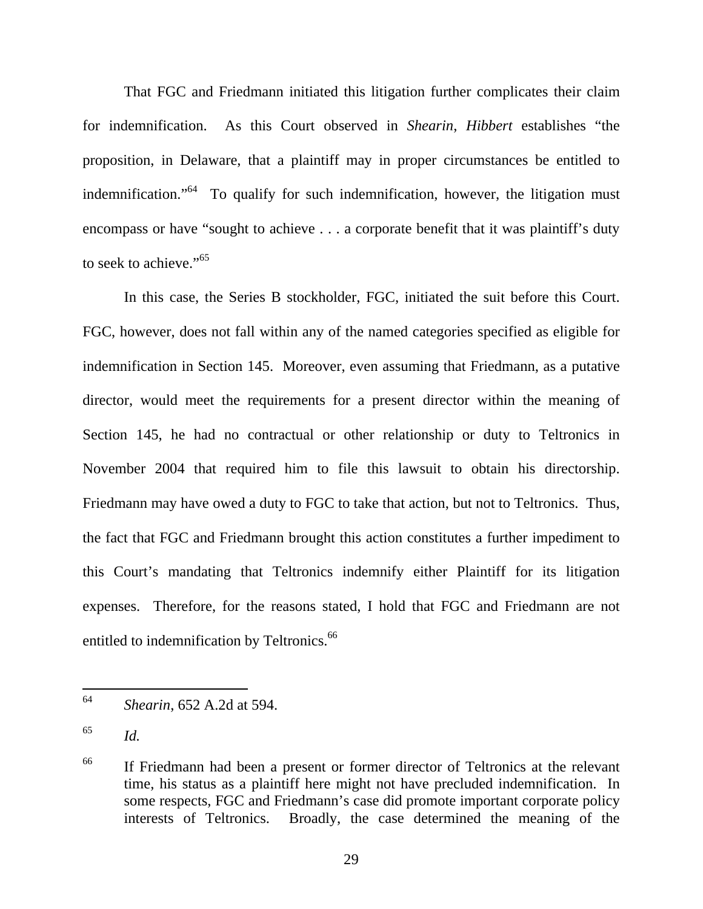That FGC and Friedmann initiated this litigation further complicates their claim for indemnification. As this Court observed in *Shearin, Hibbert* establishes "the proposition, in Delaware, that a plaintiff may in proper circumstances be entitled to indemnification."[64] To qualify for such indemnification, however, the litigation must encompass or have "sought to achieve . . . a corporate benefit that it was plaintiff's duty to seek to achieve."[65]

In this case, the Series B stockholder, FGC, initiated the suit before this Court. FGC, however, does not fall within any of the named categories specified as eligible for indemnification in Section 145. Moreover, even assuming that Friedmann, as a putative director, would meet the requirements for a present director within the meaning of Section 145, he had no contractual or other relationship or duty to Teltronics in November 2004 that required him to file this lawsuit to obtain his directorship. Friedmann may have owed a duty to FGC to take that action, but not to Teltronics. Thus, the fact that FGC and Friedmann brought this action constitutes a further impediment to this Court's mandating that Teltronics indemnify either Plaintiff for its litigation expenses. Therefore, for the reasons stated, I hold that FGC and Friedmann are not entitled to indemnification by Teltronics.[66]

---

[64] *Shearin*, 652 A.2d at 594.

[65] *Id.*

[66] If Friedmann had been a present or former director of Teltronics at the relevant time, his status as a plaintiff here might not have precluded indemnification. In some respects, FGC and Friedmann's case did promote important corporate policy interests of Teltronics. Broadly, the case determined the meaning of the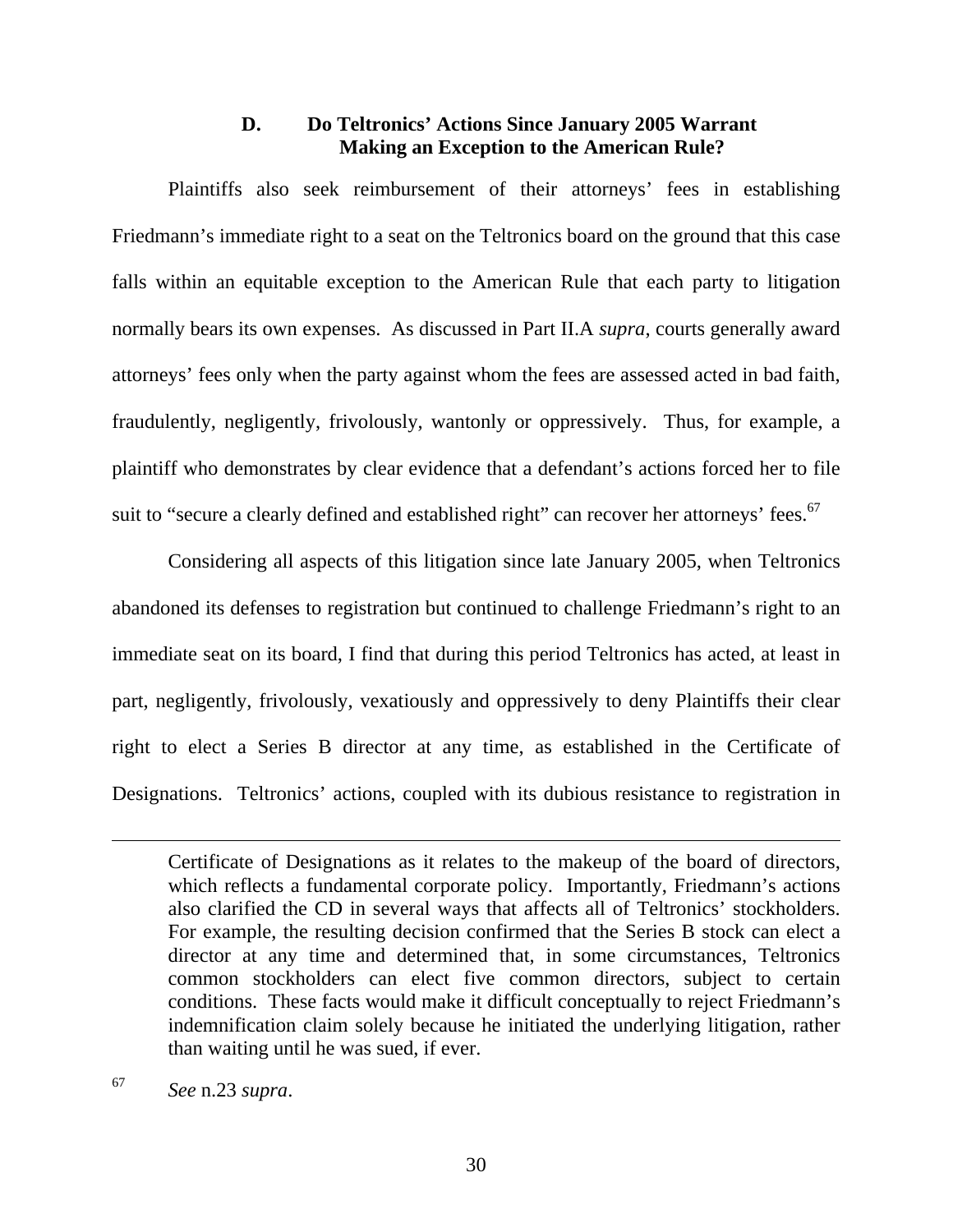### D. Do Teltronics' Actions Since January 2005 Warrant Making an Exception to the American Rule?

Plaintiffs also seek reimbursement of their attorneys' fees in establishing Friedmann's immediate right to a seat on the Teltronics board on the ground that this case falls within an equitable exception to the American Rule that each party to litigation normally bears its own expenses. As discussed in Part II.A *supra*, courts generally award attorneys' fees only when the party against whom the fees are assessed acted in bad faith, fraudulently, negligently, frivolously, wantonly or oppressively. Thus, for example, a plaintiff who demonstrates by clear evidence that a defendant's actions forced her to file suit to "secure a clearly defined and established right" can recover her attorneys' fees.[67]

Considering all aspects of this litigation since late January 2005, when Teltronics abandoned its defenses to registration but continued to challenge Friedmann's right to an immediate seat on its board, I find that during this period Teltronics has acted, at least in part, negligently, frivolously, vexatiously and oppressively to deny Plaintiffs their clear right to elect a Series B director at any time, as established in the Certificate of Designations. Teltronics' actions, coupled with its dubious resistance to registration in

---

Certificate of Designations as it relates to the makeup of the board of directors, which reflects a fundamental corporate policy. Importantly, Friedmann's actions also clarified the CD in several ways that affects all of Teltronics' stockholders. For example, the resulting decision confirmed that the Series B stock can elect a director at any time and determined that, in some circumstances, Teltronics common stockholders can elect five common directors, subject to certain conditions. These facts would make it difficult conceptually to reject Friedmann's indemnification claim solely because he initiated the underlying litigation, rather than waiting until he was sued, if ever.

[67] *See* n.23 *supra*.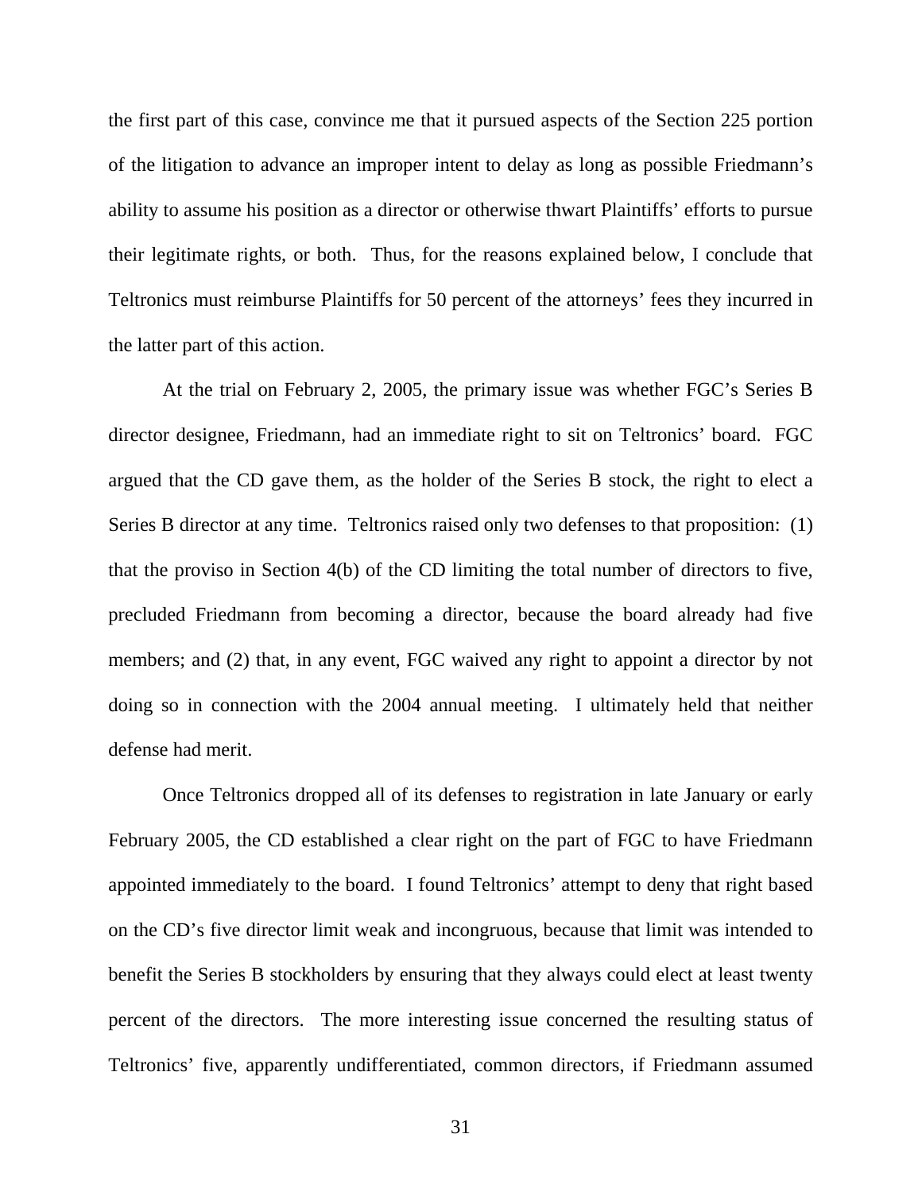the first part of this case, convince me that it pursued aspects of the Section 225 portion of the litigation to advance an improper intent to delay as long as possible Friedmann's ability to assume his position as a director or otherwise thwart Plaintiffs' efforts to pursue their legitimate rights, or both. Thus, for the reasons explained below, I conclude that Teltronics must reimburse Plaintiffs for 50 percent of the attorneys' fees they incurred in the latter part of this action.

At the trial on February 2, 2005, the primary issue was whether FGC's Series B director designee, Friedmann, had an immediate right to sit on Teltronics' board. FGC argued that the CD gave them, as the holder of the Series B stock, the right to elect a Series B director at any time. Teltronics raised only two defenses to that proposition: (1) that the proviso in Section 4(b) of the CD limiting the total number of directors to five, precluded Friedmann from becoming a director, because the board already had five members; and (2) that, in any event, FGC waived any right to appoint a director by not doing so in connection with the 2004 annual meeting. I ultimately held that neither defense had merit.

Once Teltronics dropped all of its defenses to registration in late January or early February 2005, the CD established a clear right on the part of FGC to have Friedmann appointed immediately to the board. I found Teltronics' attempt to deny that right based on the CD's five director limit weak and incongruous, because that limit was intended to benefit the Series B stockholders by ensuring that they always could elect at least twenty percent of the directors. The more interesting issue concerned the resulting status of Teltronics' five, apparently undifferentiated, common directors, if Friedmann assumed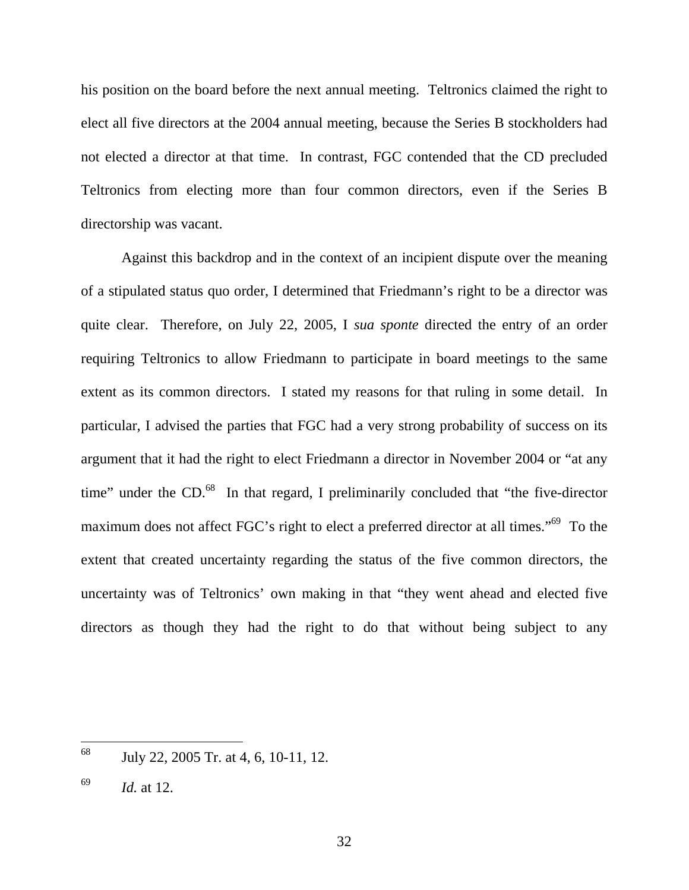his position on the board before the next annual meeting. Teltronics claimed the right to elect all five directors at the 2004 annual meeting, because the Series B stockholders had not elected a director at that time. In contrast, FGC contended that the CD precluded Teltronics from electing more than four common directors, even if the Series B directorship was vacant.

Against this backdrop and in the context of an incipient dispute over the meaning of a stipulated status quo order, I determined that Friedmann's right to be a director was quite clear. Therefore, on July 22, 2005, I *sua sponte* directed the entry of an order requiring Teltronics to allow Friedmann to participate in board meetings to the same extent as its common directors. I stated my reasons for that ruling in some detail. In particular, I advised the parties that FGC had a very strong probability of success on its argument that it had the right to elect Friedmann a director in November 2004 or "at any time" under the CD.[68] In that regard, I preliminarily concluded that "the five-director maximum does not affect FGC's right to elect a preferred director at all times."[69] To the extent that created uncertainty regarding the status of the five common directors, the uncertainty was of Teltronics' own making in that "they went ahead and elected five directors as though they had the right to do that without being subject to any

---

[68] July 22, 2005 Tr. at 4, 6, 10-11, 12.

[69] *Id.* at 12.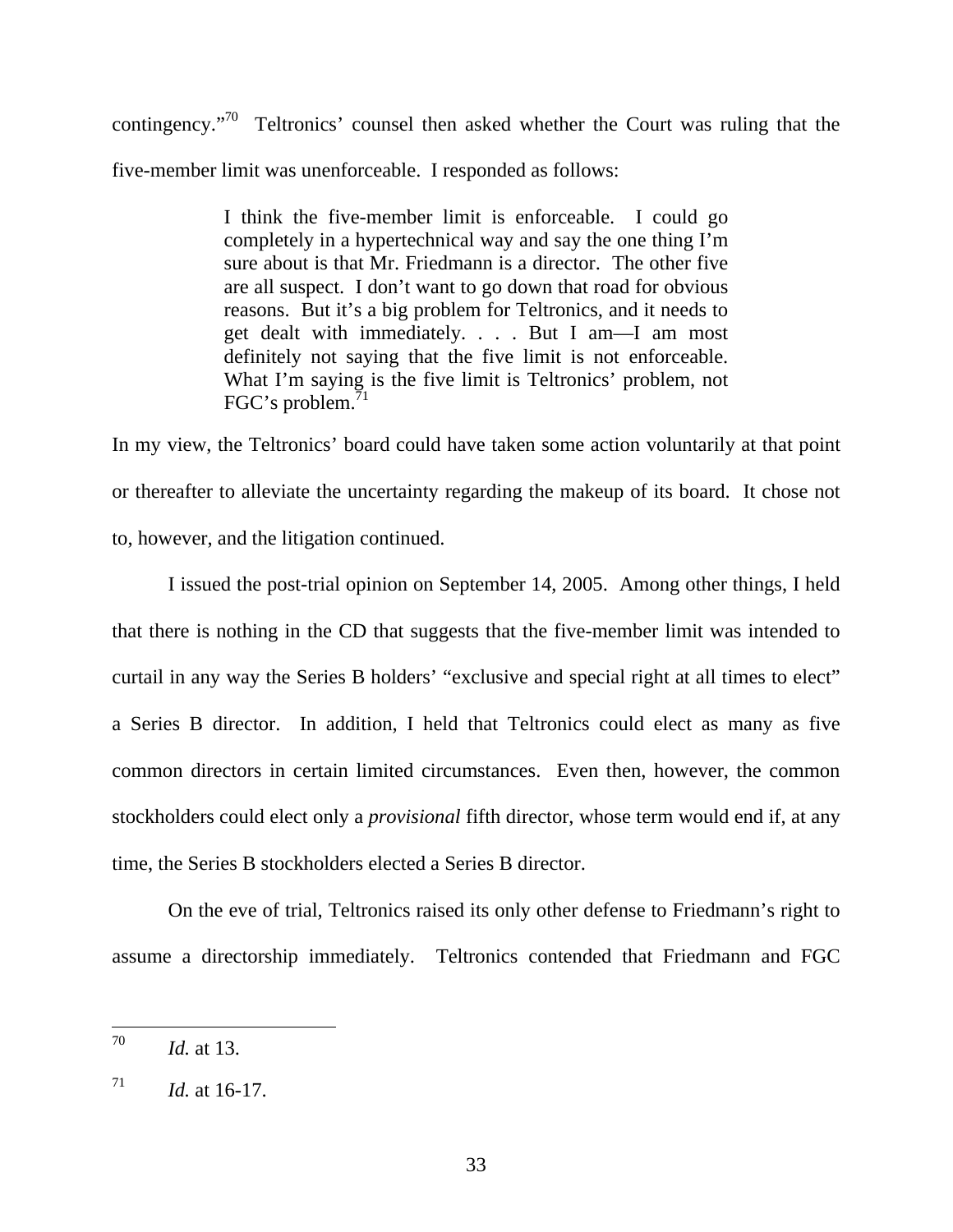contingency."[70] Teltronics' counsel then asked whether the Court was ruling that the five-member limit was unenforceable. I responded as follows:

> I think the five-member limit is enforceable. I could go completely in a hypertechnical way and say the one thing I'm sure about is that Mr. Friedmann is a director. The other five are all suspect. I don't want to go down that road for obvious reasons. But it's a big problem for Teltronics, and it needs to get dealt with immediately. . . . But I am—I am most definitely not saying that the five limit is not enforceable. What I'm saying is the five limit is Teltronics' problem, not FGC's problem.[71]

In my view, the Teltronics' board could have taken some action voluntarily at that point or thereafter to alleviate the uncertainty regarding the makeup of its board. It chose not to, however, and the litigation continued.

I issued the post-trial opinion on September 14, 2005. Among other things, I held that there is nothing in the CD that suggests that the five-member limit was intended to curtail in any way the Series B holders' "exclusive and special right at all times to elect" a Series B director. In addition, I held that Teltronics could elect as many as five common directors in certain limited circumstances. Even then, however, the common stockholders could elect only a *provisional* fifth director, whose term would end if, at any time, the Series B stockholders elected a Series B director.

On the eve of trial, Teltronics raised its only other defense to Friedmann's right to assume a directorship immediately. Teltronics contended that Friedmann and FGC

---

[70] *Id.* at 13.

[71] *Id.* at 16-17.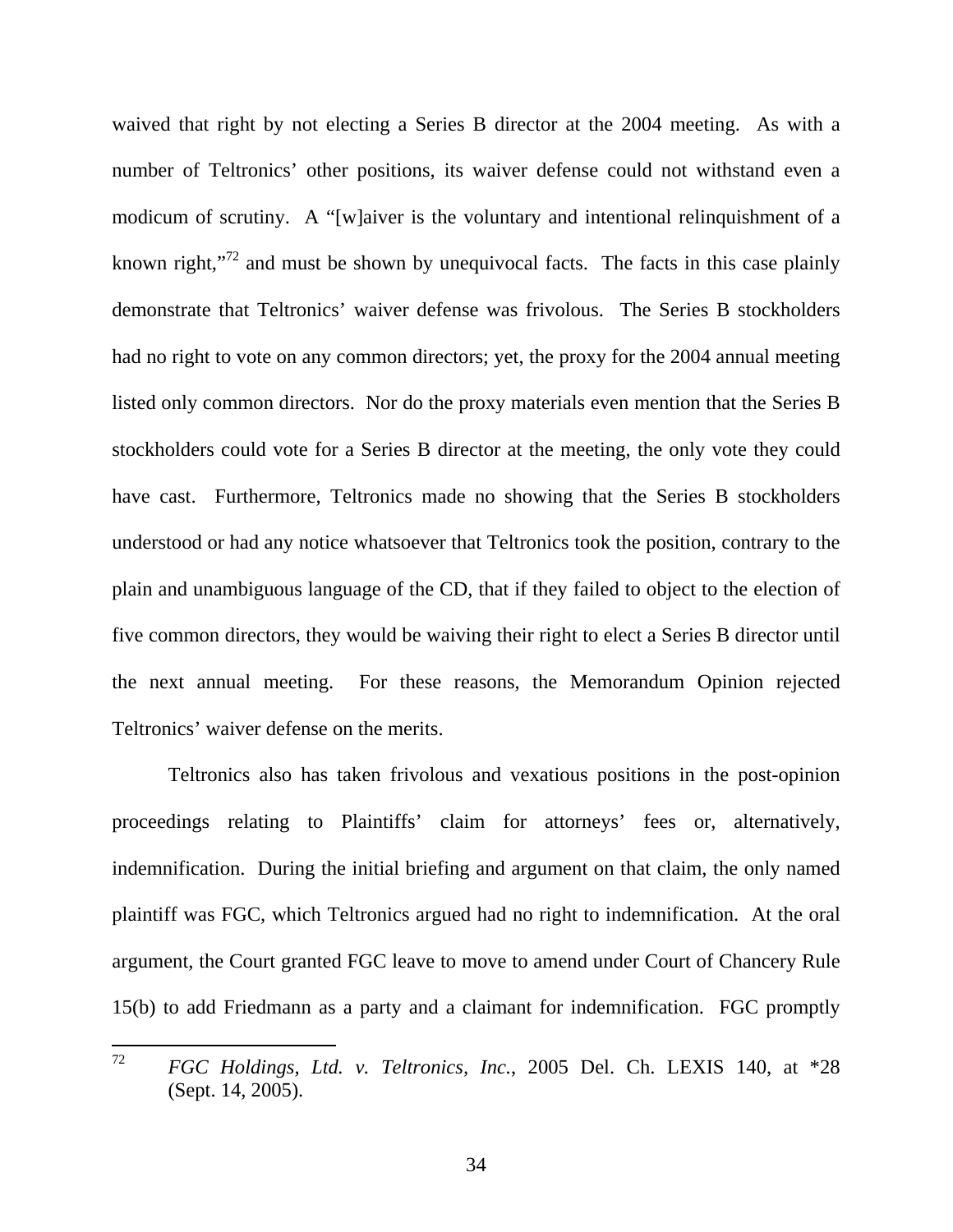waived that right by not electing a Series B director at the 2004 meeting. As with a number of Teltronics' other positions, its waiver defense could not withstand even a modicum of scrutiny. A "[w]aiver is the voluntary and intentional relinquishment of a known right,"[72] and must be shown by unequivocal facts. The facts in this case plainly demonstrate that Teltronics' waiver defense was frivolous. The Series B stockholders had no right to vote on any common directors; yet, the proxy for the 2004 annual meeting listed only common directors. Nor do the proxy materials even mention that the Series B stockholders could vote for a Series B director at the meeting, the only vote they could have cast. Furthermore, Teltronics made no showing that the Series B stockholders understood or had any notice whatsoever that Teltronics took the position, contrary to the plain and unambiguous language of the CD, that if they failed to object to the election of five common directors, they would be waiving their right to elect a Series B director until the next annual meeting. For these reasons, the Memorandum Opinion rejected Teltronics' waiver defense on the merits.

Teltronics also has taken frivolous and vexatious positions in the post-opinion proceedings relating to Plaintiffs' claim for attorneys' fees or, alternatively, indemnification. During the initial briefing and argument on that claim, the only named plaintiff was FGC, which Teltronics argued had no right to indemnification. At the oral argument, the Court granted FGC leave to move to amend under Court of Chancery Rule 15(b) to add Friedmann as a party and a claimant for indemnification. FGC promptly

---

[72] *FGC Holdings, Ltd. v. Teltronics, Inc.*, 2005 Del. Ch. LEXIS 140, at *28 (Sept. 14, 2005).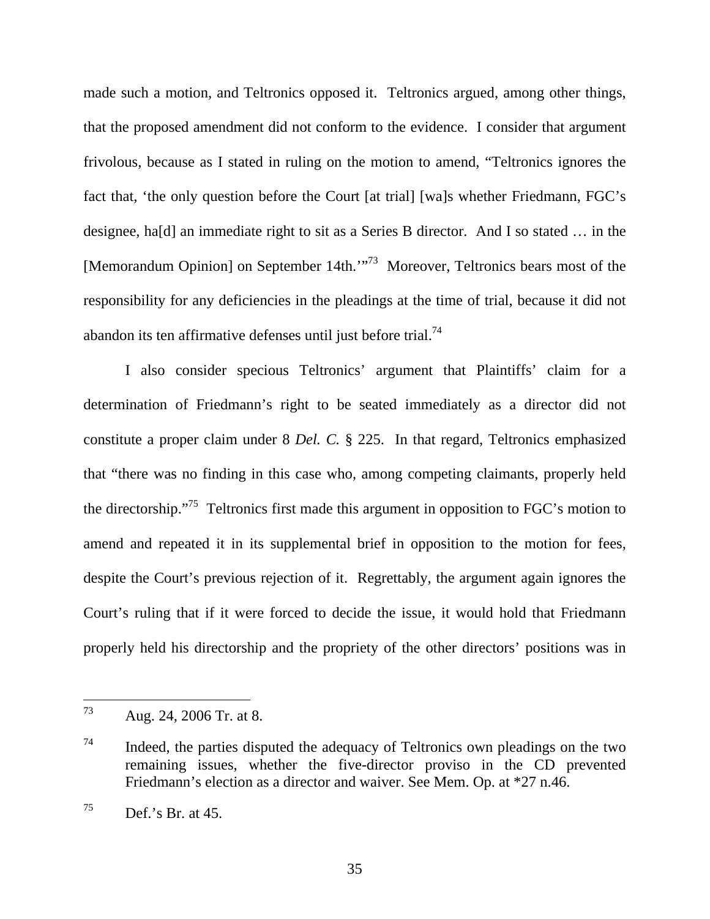made such a motion, and Teltronics opposed it. Teltronics argued, among other things, that the proposed amendment did not conform to the evidence. I consider that argument frivolous, because as I stated in ruling on the motion to amend, "Teltronics ignores the fact that, 'the only question before the Court [at trial] [wa]s whether Friedmann, FGC's designee, ha[d] an immediate right to sit as a Series B director. And I so stated … in the [Memorandum Opinion] on September 14th.'"[73] Moreover, Teltronics bears most of the responsibility for any deficiencies in the pleadings at the time of trial, because it did not abandon its ten affirmative defenses until just before trial.[74]

I also consider specious Teltronics' argument that Plaintiffs' claim for a determination of Friedmann's right to be seated immediately as a director did not constitute a proper claim under 8 *Del. C.* § 225. In that regard, Teltronics emphasized that "there was no finding in this case who, among competing claimants, properly held the directorship."[75] Teltronics first made this argument in opposition to FGC's motion to amend and repeated it in its supplemental brief in opposition to the motion for fees, despite the Court's previous rejection of it. Regrettably, the argument again ignores the Court's ruling that if it were forced to decide the issue, it would hold that Friedmann properly held his directorship and the propriety of the other directors' positions was in

---

[73] Aug. 24, 2006 Tr. at 8.

[74] Indeed, the parties disputed the adequacy of Teltronics own pleadings on the two remaining issues, whether the five-director proviso in the CD prevented Friedmann's election as a director and waiver. See Mem. Op. at *27 n.46.

[75] Def.'s Br. at 45.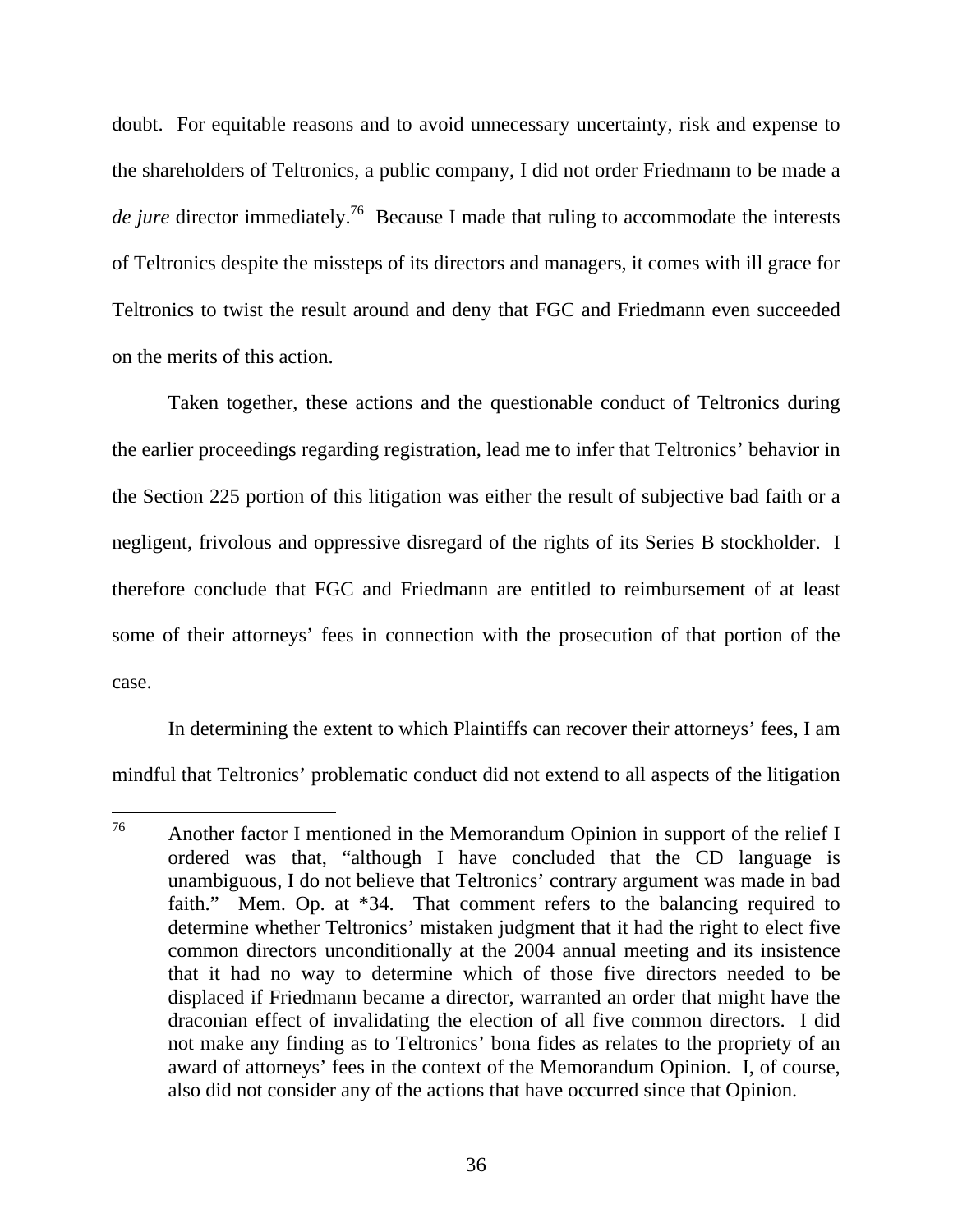doubt. For equitable reasons and to avoid unnecessary uncertainty, risk and expense to the shareholders of Teltronics, a public company, I did not order Friedmann to be made a *de jure* director immediately.[76] Because I made that ruling to accommodate the interests of Teltronics despite the missteps of its directors and managers, it comes with ill grace for Teltronics to twist the result around and deny that FGC and Friedmann even succeeded on the merits of this action.

Taken together, these actions and the questionable conduct of Teltronics during the earlier proceedings regarding registration, lead me to infer that Teltronics' behavior in the Section 225 portion of this litigation was either the result of subjective bad faith or a negligent, frivolous and oppressive disregard of the rights of its Series B stockholder. I therefore conclude that FGC and Friedmann are entitled to reimbursement of at least some of their attorneys' fees in connection with the prosecution of that portion of the case.

In determining the extent to which Plaintiffs can recover their attorneys' fees, I am mindful that Teltronics' problematic conduct did not extend to all aspects of the litigation

---

[76] Another factor I mentioned in the Memorandum Opinion in support of the relief I ordered was that, "although I have concluded that the CD language is unambiguous, I do not believe that Teltronics' contrary argument was made in bad faith." Mem. Op. at *34. That comment refers to the balancing required to determine whether Teltronics' mistaken judgment that it had the right to elect five common directors unconditionally at the 2004 annual meeting and its insistence that it had no way to determine which of those five directors needed to be displaced if Friedmann became a director, warranted an order that might have the draconian effect of invalidating the election of all five common directors. I did not make any finding as to Teltronics' bona fides as relates to the propriety of an award of attorneys' fees in the context of the Memorandum Opinion. I, of course, also did not consider any of the actions that have occurred since that Opinion.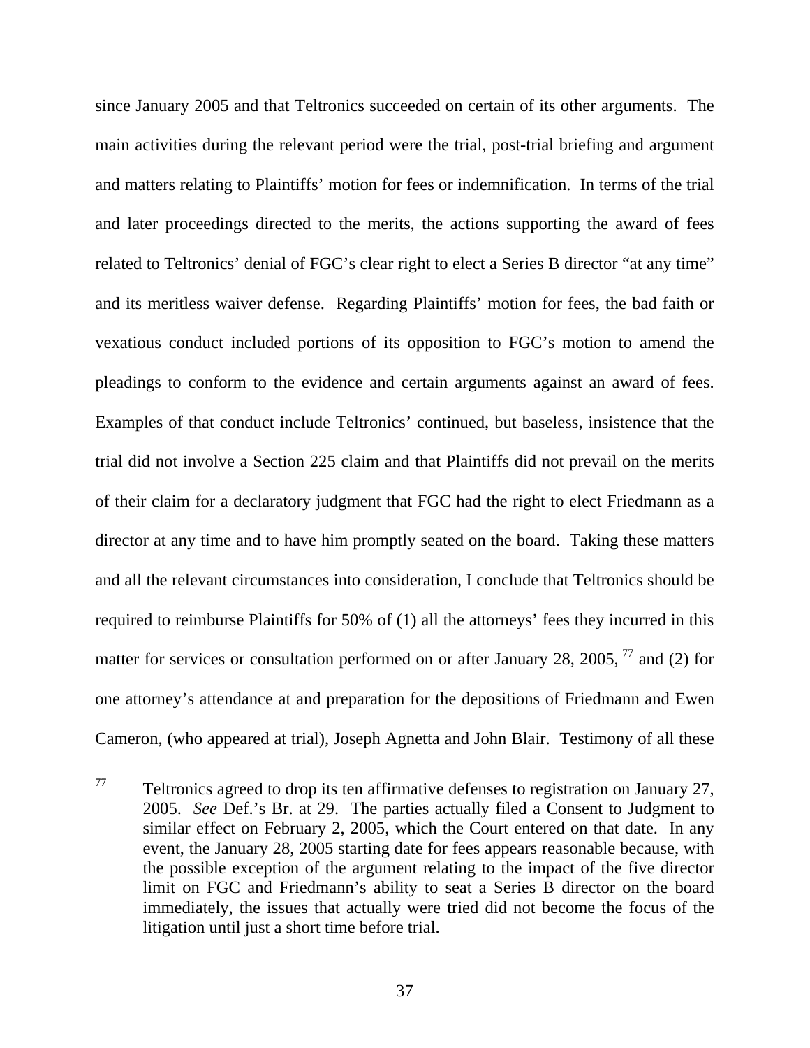since January 2005 and that Teltronics succeeded on certain of its other arguments. The main activities during the relevant period were the trial, post-trial briefing and argument and matters relating to Plaintiffs' motion for fees or indemnification. In terms of the trial and later proceedings directed to the merits, the actions supporting the award of fees related to Teltronics' denial of FGC's clear right to elect a Series B director "at any time" and its meritless waiver defense. Regarding Plaintiffs' motion for fees, the bad faith or vexatious conduct included portions of its opposition to FGC's motion to amend the pleadings to conform to the evidence and certain arguments against an award of fees. Examples of that conduct include Teltronics' continued, but baseless, insistence that the trial did not involve a Section 225 claim and that Plaintiffs did not prevail on the merits of their claim for a declaratory judgment that FGC had the right to elect Friedmann as a director at any time and to have him promptly seated on the board. Taking these matters and all the relevant circumstances into consideration, I conclude that Teltronics should be required to reimburse Plaintiffs for 50% of (1) all the attorneys' fees they incurred in this matter for services or consultation performed on or after January 28, 2005, [77] and (2) for one attorney's attendance at and preparation for the depositions of Friedmann and Ewen Cameron, (who appeared at trial), Joseph Agnetta and John Blair. Testimony of all these

[77] Teltronics agreed to drop its ten affirmative defenses to registration on January 27, 2005. *See* Def.'s Br. at 29. The parties actually filed a Consent to Judgment to similar effect on February 2, 2005, which the Court entered on that date. In any event, the January 28, 2005 starting date for fees appears reasonable because, with the possible exception of the argument relating to the impact of the five director limit on FGC and Friedmann's ability to seat a Series B director on the board immediately, the issues that actually were tried did not become the focus of the litigation until just a short time before trial.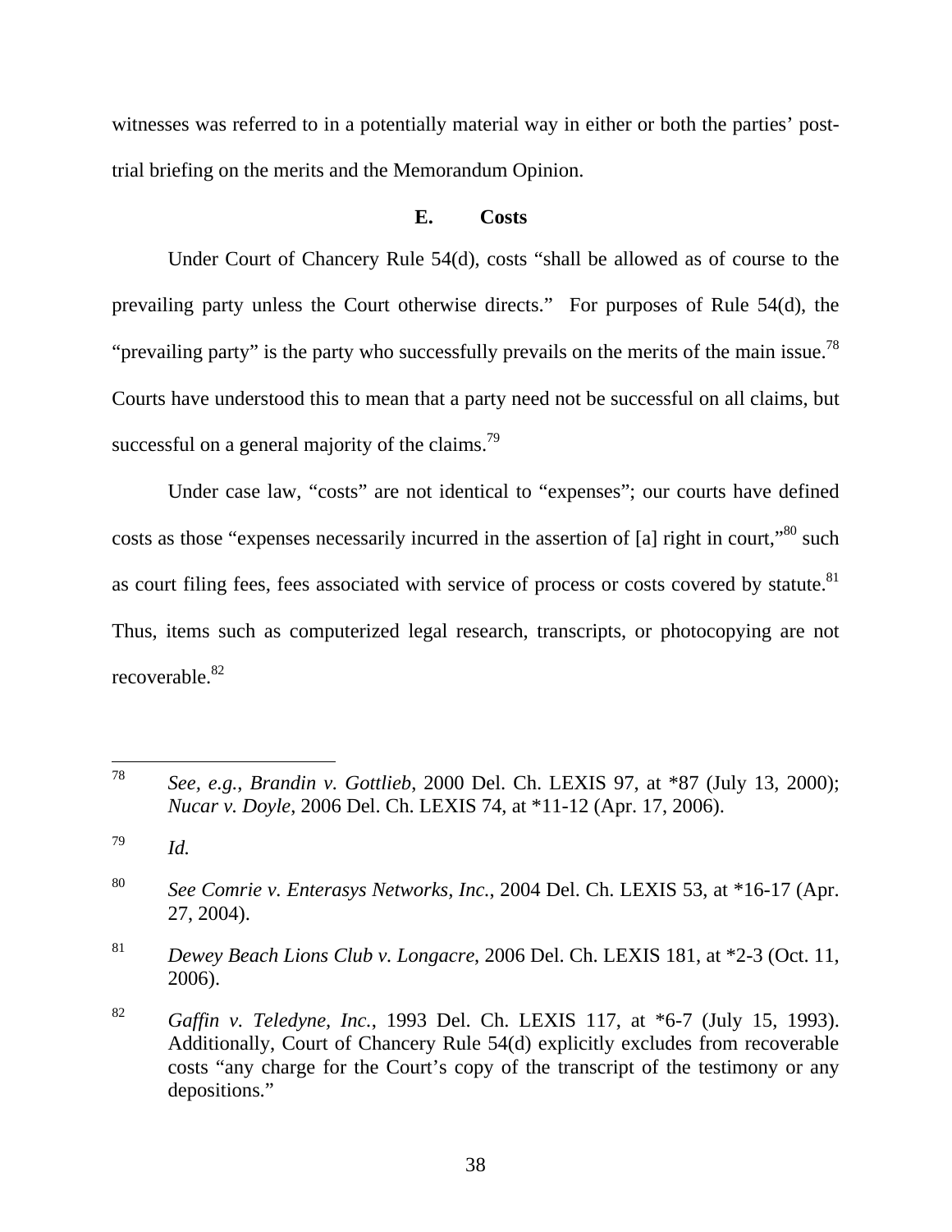witnesses was referred to in a potentially material way in either or both the parties' post-trial briefing on the merits and the Memorandum Opinion.

### E. Costs

Under Court of Chancery Rule 54(d), costs "shall be allowed as of course to the prevailing party unless the Court otherwise directs." For purposes of Rule 54(d), the "prevailing party" is the party who successfully prevails on the merits of the main issue.[78] Courts have understood this to mean that a party need not be successful on all claims, but successful on a general majority of the claims.[79]

Under case law, "costs" are not identical to "expenses"; our courts have defined costs as those "expenses necessarily incurred in the assertion of [a] right in court,"[80] such as court filing fees, fees associated with service of process or costs covered by statute.[81] Thus, items such as computerized legal research, transcripts, or photocopying are not recoverable.[82]

---

[78] *See, e.g.*, *Brandin v. Gottlieb*, 2000 Del. Ch. LEXIS 97, at *87 (July 13, 2000); *Nucar v. Doyle*, 2006 Del. Ch. LEXIS 74, at *11-12 (Apr. 17, 2006).

[79] *Id.*

[80] *See Comrie v. Enterasys Networks, Inc.*, 2004 Del. Ch. LEXIS 53, at *16-17 (Apr. 27, 2004).

[81] *Dewey Beach Lions Club v. Longacre*, 2006 Del. Ch. LEXIS 181, at *2-3 (Oct. 11, 2006).

[82] *Gaffin v. Teledyne, Inc.*, 1993 Del. Ch. LEXIS 117, at *6-7 (July 15, 1993). Additionally, Court of Chancery Rule 54(d) explicitly excludes from recoverable costs "any charge for the Court's copy of the transcript of the testimony or any depositions."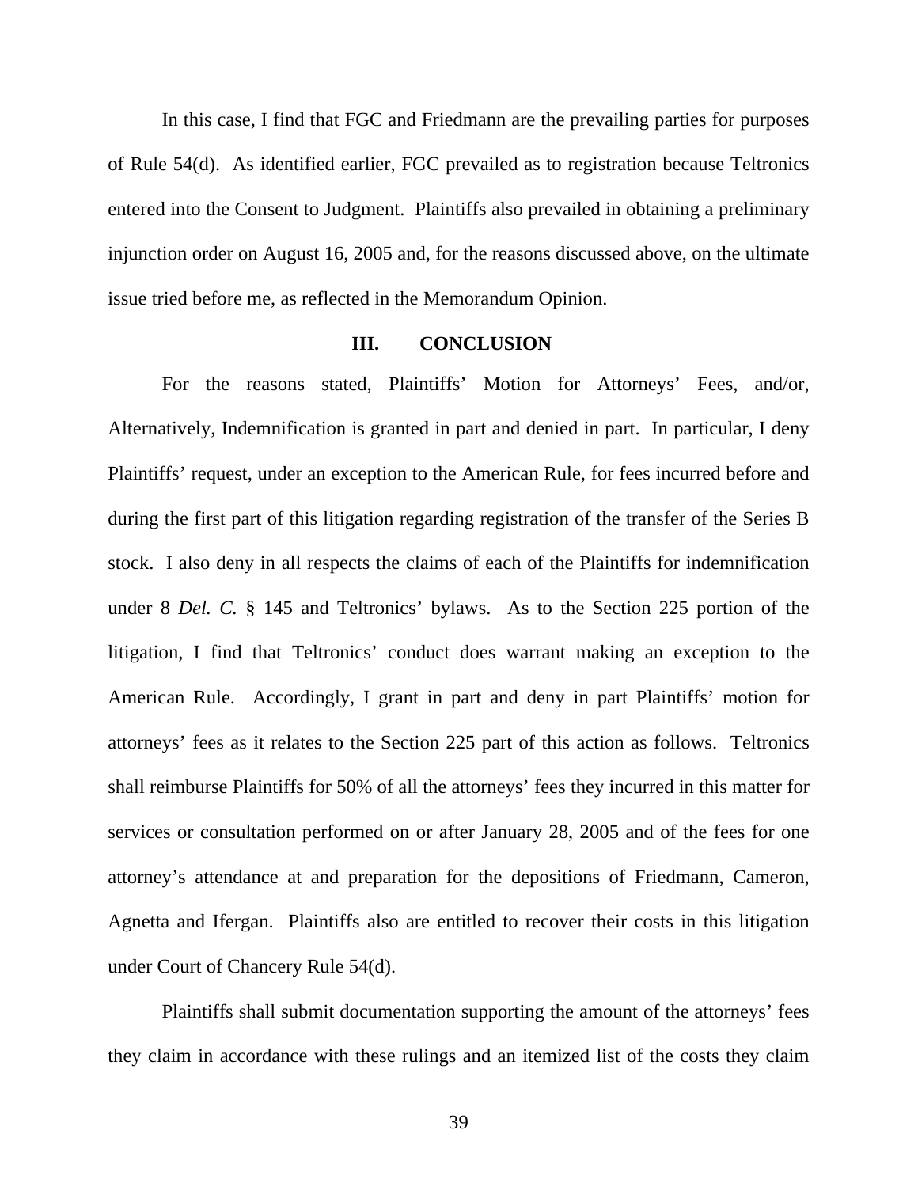In this case, I find that FGC and Friedmann are the prevailing parties for purposes of Rule 54(d). As identified earlier, FGC prevailed as to registration because Teltronics entered into the Consent to Judgment. Plaintiffs also prevailed in obtaining a preliminary injunction order on August 16, 2005 and, for the reasons discussed above, on the ultimate issue tried before me, as reflected in the Memorandum Opinion.

## III. CONCLUSION

For the reasons stated, Plaintiffs' Motion for Attorneys' Fees, and/or, Alternatively, Indemnification is granted in part and denied in part. In particular, I deny Plaintiffs' request, under an exception to the American Rule, for fees incurred before and during the first part of this litigation regarding registration of the transfer of the Series B stock. I also deny in all respects the claims of each of the Plaintiffs for indemnification under 8 *Del. C.* § 145 and Teltronics' bylaws. As to the Section 225 portion of the litigation, I find that Teltronics' conduct does warrant making an exception to the American Rule. Accordingly, I grant in part and deny in part Plaintiffs' motion for attorneys' fees as it relates to the Section 225 part of this action as follows. Teltronics shall reimburse Plaintiffs for 50% of all the attorneys' fees they incurred in this matter for services or consultation performed on or after January 28, 2005 and of the fees for one attorney's attendance at and preparation for the depositions of Friedmann, Cameron, Agnetta and Ifergan. Plaintiffs also are entitled to recover their costs in this litigation under Court of Chancery Rule 54(d).

Plaintiffs shall submit documentation supporting the amount of the attorneys' fees they claim in accordance with these rulings and an itemized list of the costs they claim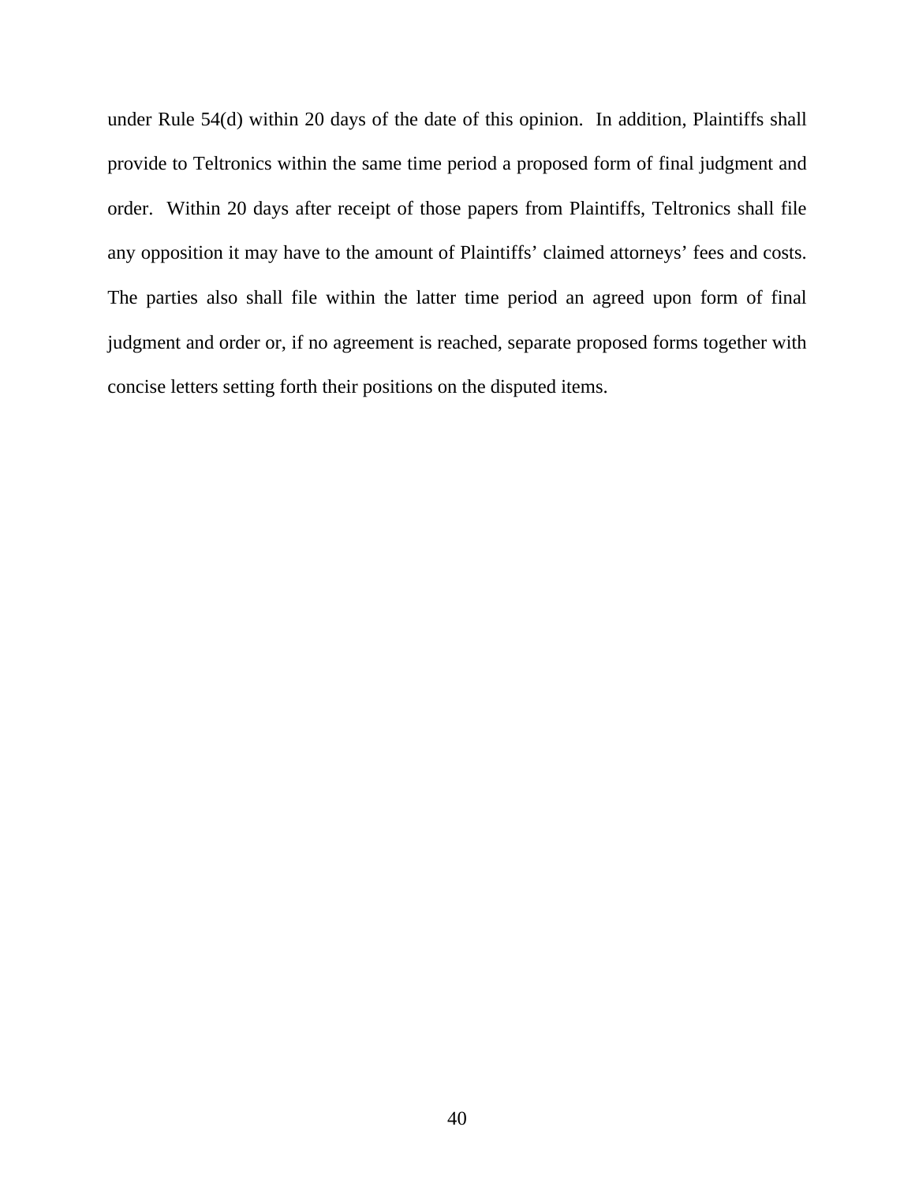under Rule 54(d) within 20 days of the date of this opinion. In addition, Plaintiffs shall provide to Teltronics within the same time period a proposed form of final judgment and order. Within 20 days after receipt of those papers from Plaintiffs, Teltronics shall file any opposition it may have to the amount of Plaintiffs' claimed attorneys' fees and costs. The parties also shall file within the latter time period an agreed upon form of final judgment and order or, if no agreement is reached, separate proposed forms together with concise letters setting forth their positions on the disputed items.